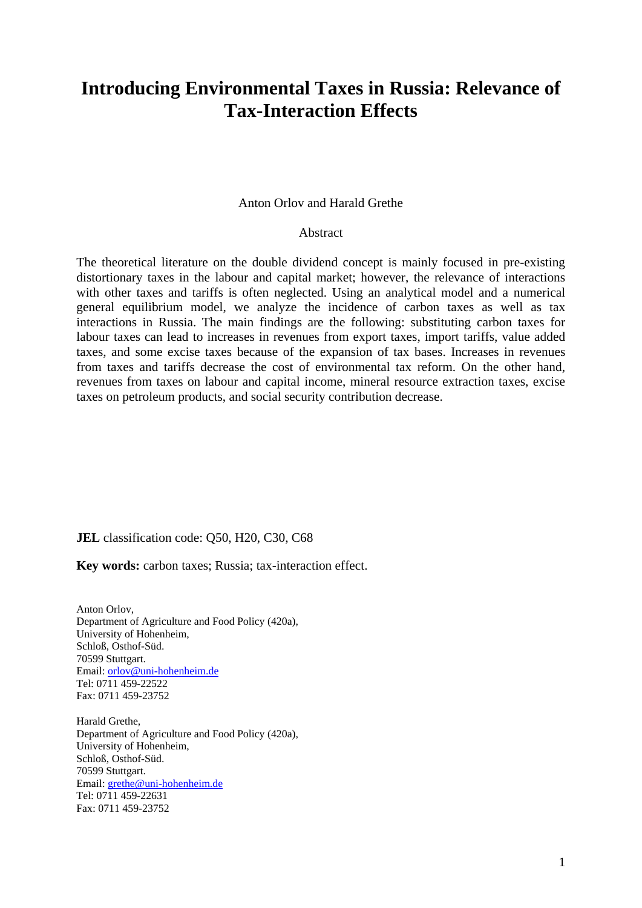# Introducing Environmental Taxes in Russia: Relevance of Tax-Interaction Effects

Anton Orlov and Harald Grethe

Abstract

The theoretical literature on the double dividend concept is mainly focused in pre-existing distortionary taxes in the labour and capital market; however, the relevance of interactions with other taxes and tariffs is often neglected. Using an analytical model and a numerical general equilibrium model, we analyze the incidence of carbon taxes as well as tax interactions in Russia. The main findings are the following: substituting carbon taxes for labour taxes can lead to increases in revenues from export taxes, import tariffs, value added taxes, and some excise taxes because of the expansion of tax bases. Increases in revenues from taxes and tariffs decrease the cost of environmental tax reform. On the other hand, revenues from taxes on labour and capital income, mineral resource extraction taxes, excise taxes on petroleum products, and social security contribution decrease.

**JEL** classification code: Q50, H20, C30, C68

**Key words:** carbon taxes; Russia; tax-interaction effect.

Anton Orlov,
Department of Agriculture and Food Policy (420a),
University of Hohenheim,
Schloß, Osthof-Süd.
70599 Stuttgart.
Email: orlov@uni-hohenheim.de
Tel: 0711 459-22522
Fax: 0711 459-23752

Harald Grethe,
Department of Agriculture and Food Policy (420a),
University of Hohenheim,
Schloß, Osthof-Süd.
70599 Stuttgart.
Email: grethe@uni-hohenheim.de
Tel: 0711 459-22631
Fax: 0711 459-23752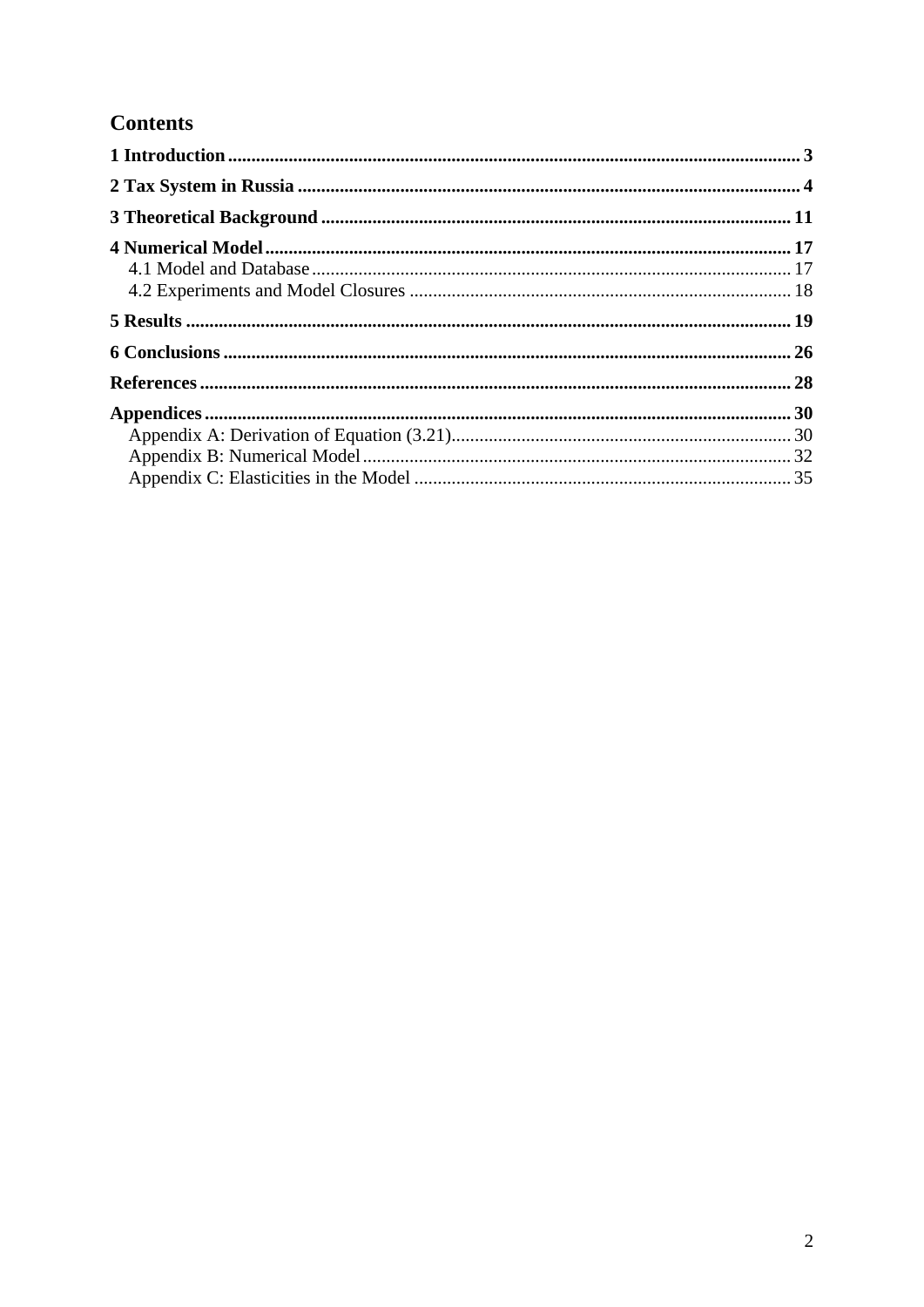# Contents

**1 Introduction** ... **3**

**2 Tax System in Russia** ... **4**

**3 Theoretical Background** ... **11**

**4 Numerical Model** ... **17**

- 4.1 Model and Database ... 17
- 4.2 Experiments and Model Closures ... 18

**5 Results** ... **19**

**6 Conclusions** ... **26**

**References** ... **28**

**Appendices** ... **30**

- Appendix A: Derivation of Equation (3.21) ... 30
- Appendix B: Numerical Model ... 32
- Appendix C: Elasticities in the Model ... 35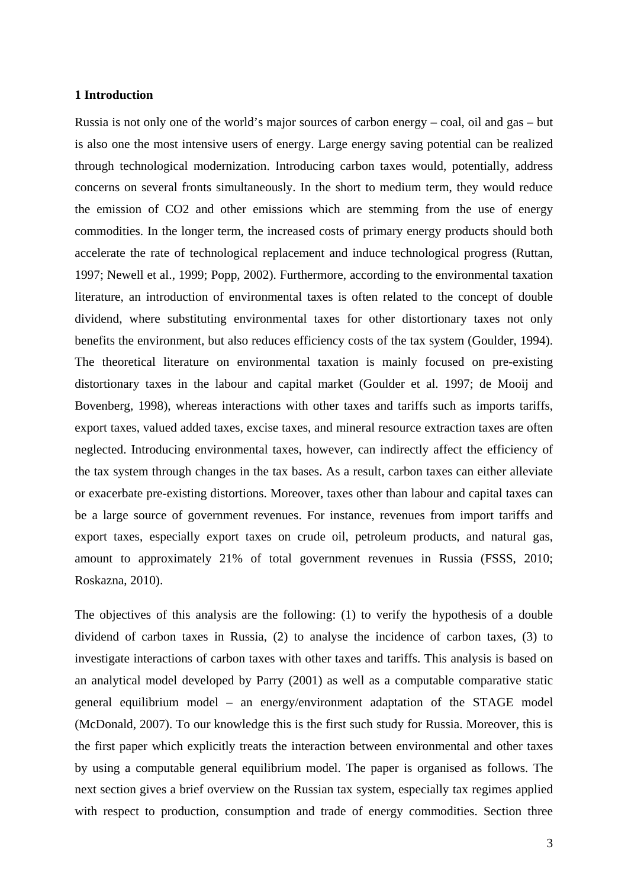## 1 Introduction

Russia is not only one of the world's major sources of carbon energy – coal, oil and gas – but is also one the most intensive users of energy. Large energy saving potential can be realized through technological modernization. Introducing carbon taxes would, potentially, address concerns on several fronts simultaneously. In the short to medium term, they would reduce the emission of $CO_2$ and other emissions which are stemming from the use of energy commodities. In the longer term, the increased costs of primary energy products should both accelerate the rate of technological replacement and induce technological progress (Ruttan, 1997; Newell et al., 1999; Popp, 2002). Furthermore, according to the environmental taxation literature, an introduction of environmental taxes is often related to the concept of double dividend, where substituting environmental taxes for other distortionary taxes not only benefits the environment, but also reduces efficiency costs of the tax system (Goulder, 1994). The theoretical literature on environmental taxation is mainly focused on pre-existing distortionary taxes in the labour and capital market (Goulder et al. 1997; de Mooij and Bovenberg, 1998), whereas interactions with other taxes and tariffs such as imports tariffs, export taxes, valued added taxes, excise taxes, and mineral resource extraction taxes are often neglected. Introducing environmental taxes, however, can indirectly affect the efficiency of the tax system through changes in the tax bases. As a result, carbon taxes can either alleviate or exacerbate pre-existing distortions. Moreover, taxes other than labour and capital taxes can be a large source of government revenues. For instance, revenues from import tariffs and export taxes, especially export taxes on crude oil, petroleum products, and natural gas, amount to approximately 21% of total government revenues in Russia (FSSS, 2010; Roskazna, 2010).

The objectives of this analysis are the following: (1) to verify the hypothesis of a double dividend of carbon taxes in Russia, (2) to analyse the incidence of carbon taxes, (3) to investigate interactions of carbon taxes with other taxes and tariffs. This analysis is based on an analytical model developed by Parry (2001) as well as a computable comparative static general equilibrium model – an energy/environment adaptation of the STAGE model (McDonald, 2007). To our knowledge this is the first such study for Russia. Moreover, this is the first paper which explicitly treats the interaction between environmental and other taxes by using a computable general equilibrium model. The paper is organised as follows. The next section gives a brief overview on the Russian tax system, especially tax regimes applied with respect to production, consumption and trade of energy commodities. Section three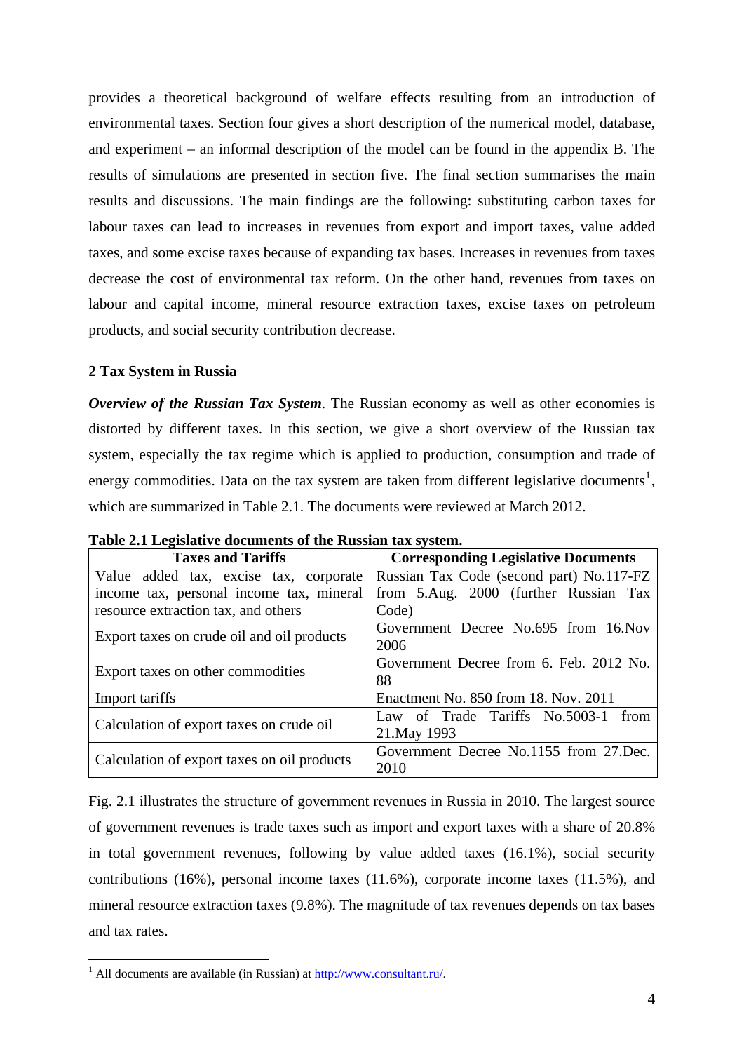provides a theoretical background of welfare effects resulting from an introduction of environmental taxes. Section four gives a short description of the numerical model, database, and experiment – an informal description of the model can be found in the appendix B. The results of simulations are presented in section five. The final section summarises the main results and discussions. The main findings are the following: substituting carbon taxes for labour taxes can lead to increases in revenues from export and import taxes, value added taxes, and some excise taxes because of expanding tax bases. Increases in revenues from taxes decrease the cost of environmental tax reform. On the other hand, revenues from taxes on labour and capital income, mineral resource extraction taxes, excise taxes on petroleum products, and social security contribution decrease.

## 2 Tax System in Russia

***Overview of the Russian Tax System***. The Russian economy as well as other economies is distorted by different taxes. In this section, we give a short overview of the Russian tax system, especially the tax regime which is applied to production, consumption and trade of energy commodities. Data on the tax system are taken from different legislative documents[1], which are summarized in Table 2.1. The documents were reviewed at March 2012.

**Table 2.1 Legislative documents of the Russian tax system.**

| Taxes and Tariffs | Corresponding Legislative Documents |
|---|---|
| Value added tax, excise tax, corporate income tax, personal income tax, mineral resource extraction tax, and others | Russian Tax Code (second part) No.117-FZ from 5.Aug. 2000 (further Russian Tax Code) |
| Export taxes on crude oil and oil products | Government Decree No.695 from 16.Nov 2006 |
| Export taxes on other commodities | Government Decree from 6. Feb. 2012 No. 88 |
| Import tariffs | Enactment No. 850 from 18. Nov. 2011 |
| Calculation of export taxes on crude oil | Law of Trade Tariffs No.5003-1 from 21.May 1993 |
| Calculation of export taxes on oil products | Government Decree No.1155 from 27.Dec. 2010 |

Fig. 2.1 illustrates the structure of government revenues in Russia in 2010. The largest source of government revenues is trade taxes such as import and export taxes with a share of 20.8% in total government revenues, following by value added taxes (16.1%), social security contributions (16%), personal income taxes (11.6%), corporate income taxes (11.5%), and mineral resource extraction taxes (9.8%). The magnitude of tax revenues depends on tax bases and tax rates.

[1] All documents are available (in Russian) at http://www.consultant.ru/.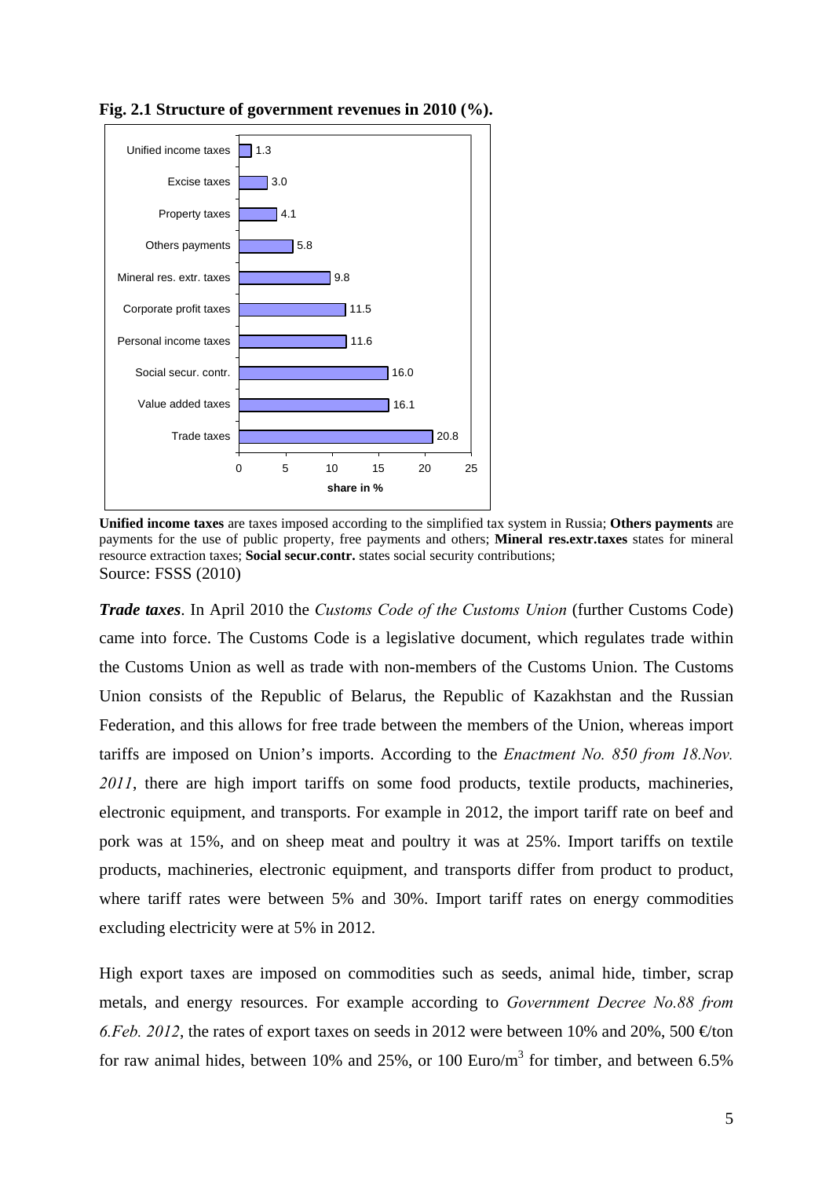**Fig. 2.1 Structure of government revenues in 2010 (%).**

| Revenue | share in % |
|---|---|
| Unified income taxes | 1.3 |
| Excise taxes | 3.0 |
| Property taxes | 4.1 |
| Others payments | 5.8 |
| Mineral res. extr. taxes | 9.8 |
| Corporate profit taxes | 11.5 |
| Personal income taxes | 11.6 |
| Social secur. contr. | 16.0 |
| Value added taxes | 16.1 |
| Trade taxes | 20.8 |

**Unified income taxes** are taxes imposed according to the simplified tax system in Russia; **Others payments** are payments for the use of public property, free payments and others; **Mineral res.extr.taxes** states for mineral resource extraction taxes; **Social secur.contr.** states social security contributions;
Source: FSSS (2010)

***Trade taxes***. In April 2010 the *Customs Code of the Customs Union* (further Customs Code) came into force. The Customs Code is a legislative document, which regulates trade within the Customs Union as well as trade with non-members of the Customs Union. The Customs Union consists of the Republic of Belarus, the Republic of Kazakhstan and the Russian Federation, and this allows for free trade between the members of the Union, whereas import tariffs are imposed on Union's imports. According to the *Enactment No. 850 from 18.Nov. 2011*, there are high import tariffs on some food products, textile products, machineries, electronic equipment, and transports. For example in 2012, the import tariff rate on beef and pork was at 15%, and on sheep meat and poultry it was at 25%. Import tariffs on textile products, machineries, electronic equipment, and transports differ from product to product, where tariff rates were between 5% and 30%. Import tariff rates on energy commodities excluding electricity were at 5% in 2012.

High export taxes are imposed on commodities such as seeds, animal hide, timber, scrap metals, and energy resources. For example according to *Government Decree No.88 from 6.Feb. 2012*, the rates of export taxes on seeds in 2012 were between 10% and 20%, 500 €/ton for raw animal hides, between 10% and 25%, or 100 Euro/m[3] for timber, and between 6.5%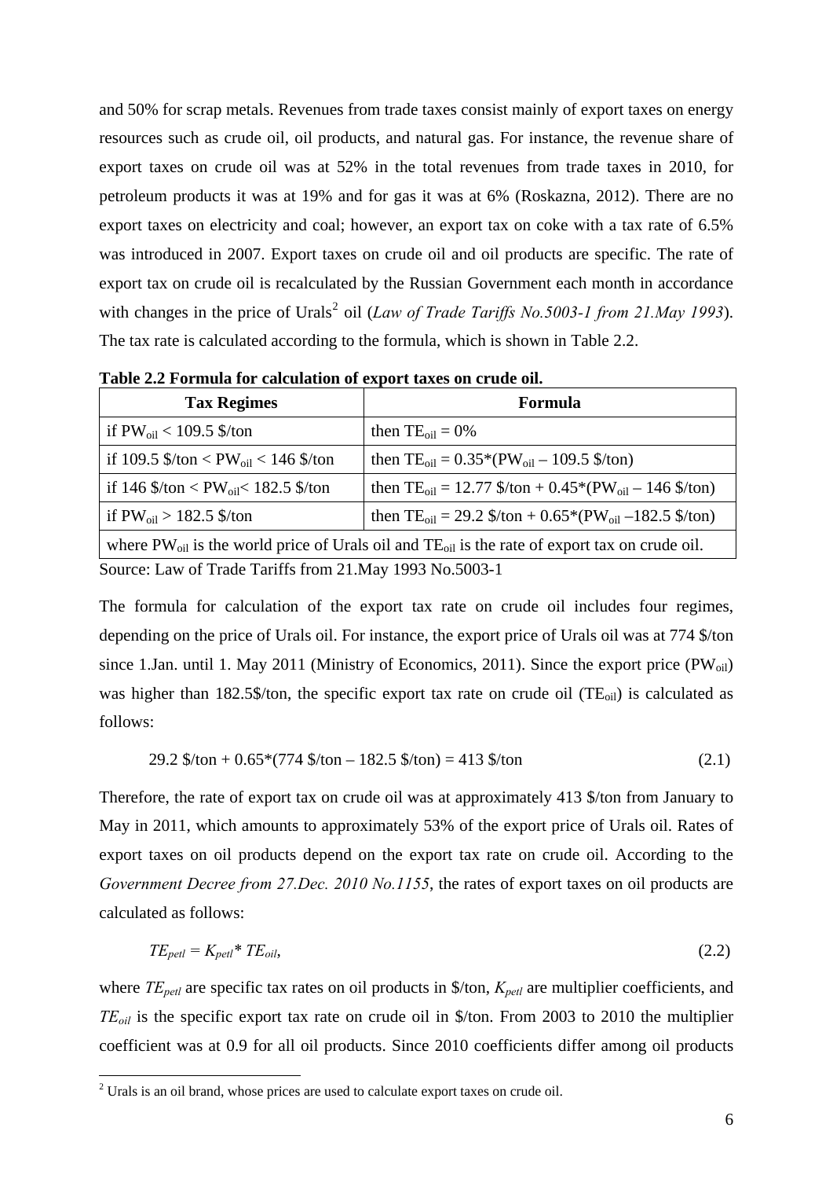and 50% for scrap metals. Revenues from trade taxes consist mainly of export taxes on energy resources such as crude oil, oil products, and natural gas. For instance, the revenue share of export taxes on crude oil was at 52% in the total revenues from trade taxes in 2010, for petroleum products it was at 19% and for gas it was at 6% (Roskazna, 2012). There are no export taxes on electricity and coal; however, an export tax on coke with a tax rate of 6.5% was introduced in 2007. Export taxes on crude oil and oil products are specific. The rate of export tax on crude oil is recalculated by the Russian Government each month in accordance with changes in the price of Urals[2] oil (*Law of Trade Tariffs No.5003-1 from 21.May 1993*). The tax rate is calculated according to the formula, which is shown in Table 2.2.

**Table 2.2 Formula for calculation of export taxes on crude oil.**

| Tax Regimes | Formula |
|---|---|
| if $PW_{oil}$ < 109.5 \$/ton | then $TE_{oil}$ = 0% |
| if 109.5 \$/ton < $PW_{oil}$ < 146 \$/ton | then $TE_{oil}$ = 0.35*($PW_{oil}$ – 109.5 \$/ton) |
| if 146 \$/ton < $PW_{oil}$ < 182.5 \$/ton | then $TE_{oil}$ = 12.77 \$/ton + 0.45*($PW_{oil}$ – 146 \$/ton) |
| if $PW_{oil}$ > 182.5 \$/ton | then $TE_{oil}$ = 29.2 \$/ton + 0.65*($PW_{oil}$ –182.5 \$/ton) |
| where $PW_{oil}$ is the world price of Urals oil and $TE_{oil}$ is the rate of export tax on crude oil. | |

Source: Law of Trade Tariffs from 21.May 1993 No.5003-1

The formula for calculation of the export tax rate on crude oil includes four regimes, depending on the price of Urals oil. For instance, the export price of Urals oil was at 774 \$/ton since 1.Jan. until 1. May 2011 (Ministry of Economics, 2011). Since the export price ($PW_{oil}$) was higher than 182.5\$/ton, the specific export tax rate on crude oil ($TE_{oil}$) is calculated as follows:

$$29.2 \text{ \$/ton} + 0.65*(774 \text{ \$/ton} - 182.5 \text{ \$/ton}) = 413 \text{ \$/ton} \tag{2.1}$$

Therefore, the rate of export tax on crude oil was at approximately 413 \$/ton from January to May in 2011, which amounts to approximately 53% of the export price of Urals oil. Rates of export taxes on oil products depend on the export tax rate on crude oil. According to the *Government Decree from 27.Dec. 2010 No.1155*, the rates of export taxes on oil products are calculated as follows:

$$TE_{petl} = K_{petl} * TE_{oil}, \tag{2.2}$$

where $TE_{petl}$ are specific tax rates on oil products in \$/ton, $K_{petl}$ are multiplier coefficients, and $TE_{oil}$ is the specific export tax rate on crude oil in \$/ton. From 2003 to 2010 the multiplier coefficient was at 0.9 for all oil products. Since 2010 coefficients differ among oil products

[2] Urals is an oil brand, whose prices are used to calculate export taxes on crude oil.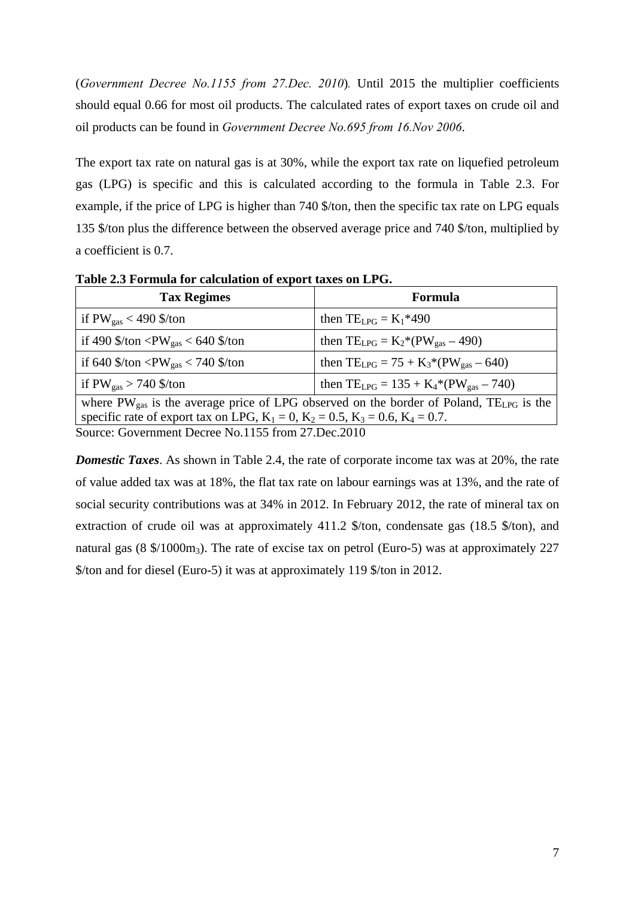(*Government Decree No.1155 from 27.Dec. 2010*). Until 2015 the multiplier coefficients should equal 0.66 for most oil products. The calculated rates of export taxes on crude oil and oil products can be found in *Government Decree No.695 from 16.Nov 2006*.

The export tax rate on natural gas is at 30%, while the export tax rate on liquefied petroleum gas (LPG) is specific and this is calculated according to the formula in Table 2.3. For example, if the price of LPG is higher than 740 $/ton, then the specific tax rate on LPG equals 135 $/ton plus the difference between the observed average price and 740 $/ton, multiplied by a coefficient is 0.7.

**Table 2.3 Formula for calculation of export taxes on LPG.**

| Tax Regimes | Formula |
|---|---|
| if $PW_{gas} < 490$ $/ton | then $TE_{LPG} = K_1 * 490$ |
| if 490 $/ton $< PW_{gas} <$ 640 $/ton | then $TE_{LPG} = K_2 * (PW_{gas} - 490)$ |
| if 640 $/ton $< PW_{gas} <$ 740 $/ton | then $TE_{LPG} = 75 + K_3 * (PW_{gas} - 640)$ |
| if $PW_{gas} > 740$ $/ton | then $TE_{LPG} = 135 + K_4 * (PW_{gas} - 740)$ |
| where $PW_{gas}$ is the average price of LPG observed on the border of Poland, $TE_{LPG}$ is the specific rate of export tax on LPG, $K_1 = 0$, $K_2 = 0.5$, $K_3 = 0.6$, $K_4 = 0.7$. | |

Source: Government Decree No.1155 from 27.Dec.2010

***Domestic Taxes***. As shown in Table 2.4, the rate of corporate income tax was at 20%, the rate of value added tax was at 18%, the flat tax rate on labour earnings was at 13%, and the rate of social security contributions was at 34% in 2012. In February 2012, the rate of mineral tax on extraction of crude oil was at approximately 411.2 $/ton, condensate gas (18.5 $/ton), and natural gas (8 $/1000m$_3$). The rate of excise tax on petrol (Euro-5) was at approximately 227 $/ton and for diesel (Euro-5) it was at approximately 119 $/ton in 2012.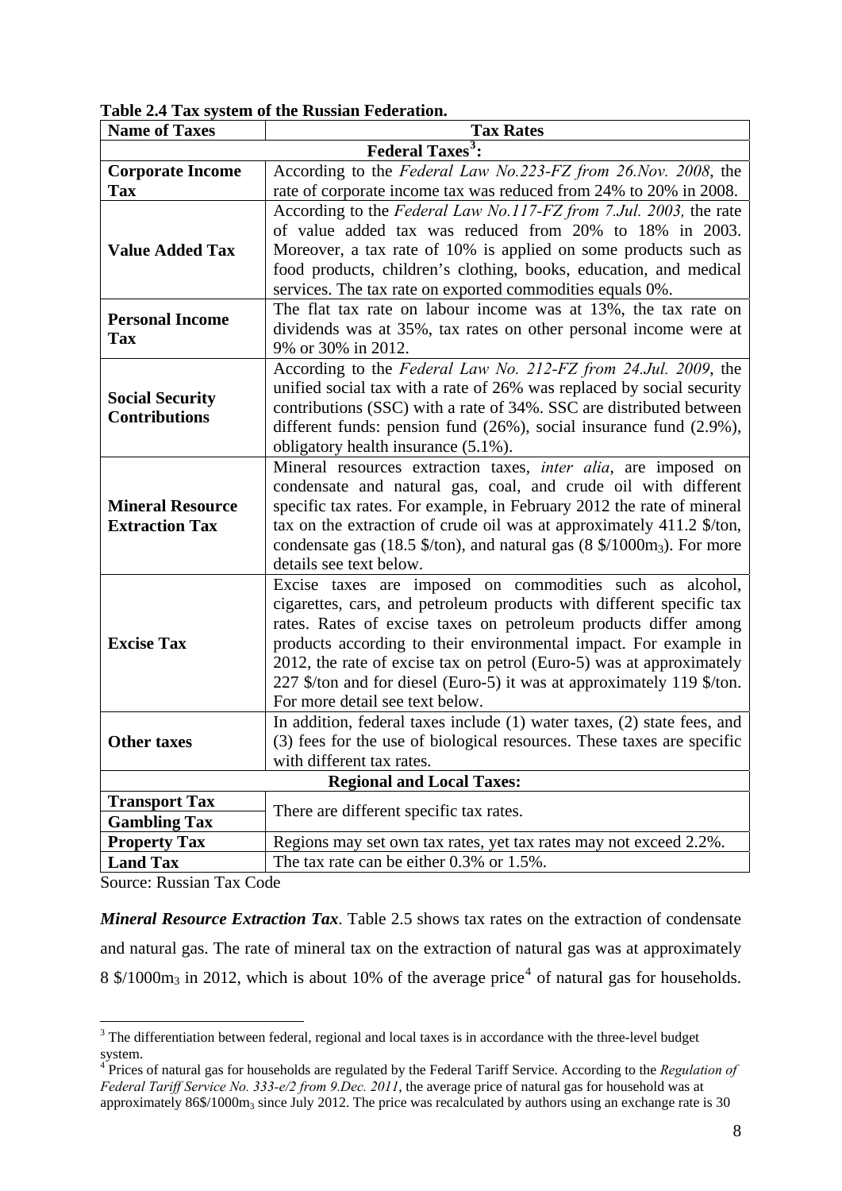**Table 2.4 Tax system of the Russian Federation.**

| Name of Taxes | Tax Rates |
|---|---|
| **Federal Taxes[3]:** | |
| **Corporate Income Tax** | According to the *Federal Law No.223-FZ from 26.Nov. 2008*, the rate of corporate income tax was reduced from 24% to 20% in 2008. |
| **Value Added Tax** | According to the *Federal Law No.117-FZ from 7.Jul. 2003,* the rate of value added tax was reduced from 20% to 18% in 2003. Moreover, a tax rate of 10% is applied on some products such as food products, children's clothing, books, education, and medical services. The tax rate on exported commodities equals 0%. |
| **Personal Income Tax** | The flat tax rate on labour income was at 13%, the tax rate on dividends was at 35%, tax rates on other personal income were at 9% or 30% in 2012. |
| **Social Security Contributions** | According to the *Federal Law No. 212-FZ from 24.Jul. 2009*, the unified social tax with a rate of 26% was replaced by social security contributions (SSC) with a rate of 34%. SSC are distributed between different funds: pension fund (26%), social insurance fund (2.9%), obligatory health insurance (5.1%). |
| **Mineral Resource Extraction Tax** | Mineral resources extraction taxes, *inter alia*, are imposed on condensate and natural gas, coal, and crude oil with different specific tax rates. For example, in February 2012 the rate of mineral tax on the extraction of crude oil was at approximately 411.2 $/ton, condensate gas (18.5 $/ton), and natural gas (8 $/1000m$_3$). For more details see text below. |
| **Excise Tax** | Excise taxes are imposed on commodities such as alcohol, cigarettes, cars, and petroleum products with different specific tax rates. Rates of excise taxes on petroleum products differ among products according to their environmental impact. For example in 2012, the rate of excise tax on petrol (Euro-5) was at approximately 227 $/ton and for diesel (Euro-5) it was at approximately 119 $/ton. For more detail see text below. |
| **Other taxes** | In addition, federal taxes include (1) water taxes, (2) state fees, and (3) fees for the use of biological resources. These taxes are specific with different tax rates. |
| **Regional and Local Taxes:** | |
| **Transport Tax** | There are different specific tax rates. |
| **Gambling Tax** | There are different specific tax rates. |
| **Property Tax** | Regions may set own tax rates, yet tax rates may not exceed 2.2%. |
| **Land Tax** | The tax rate can be either 0.3% or 1.5%. |

Source: Russian Tax Code

***Mineral Resource Extraction Tax***. Table 2.5 shows tax rates on the extraction of condensate and natural gas. The rate of mineral tax on the extraction of natural gas was at approximately 8 $/1000m$_3$ in 2012, which is about 10% of the average price[4] of natural gas for households.

[3] The differentiation between federal, regional and local taxes is in accordance with the three-level budget system.

[4] Prices of natural gas for households are regulated by the Federal Tariff Service. According to the *Regulation of Federal Tariff Service No. 333-e/2 from 9.Dec. 2011*, the average price of natural gas for household was at approximately 86$/1000m$_3$ since July 2012. The price was recalculated by authors using an exchange rate is 30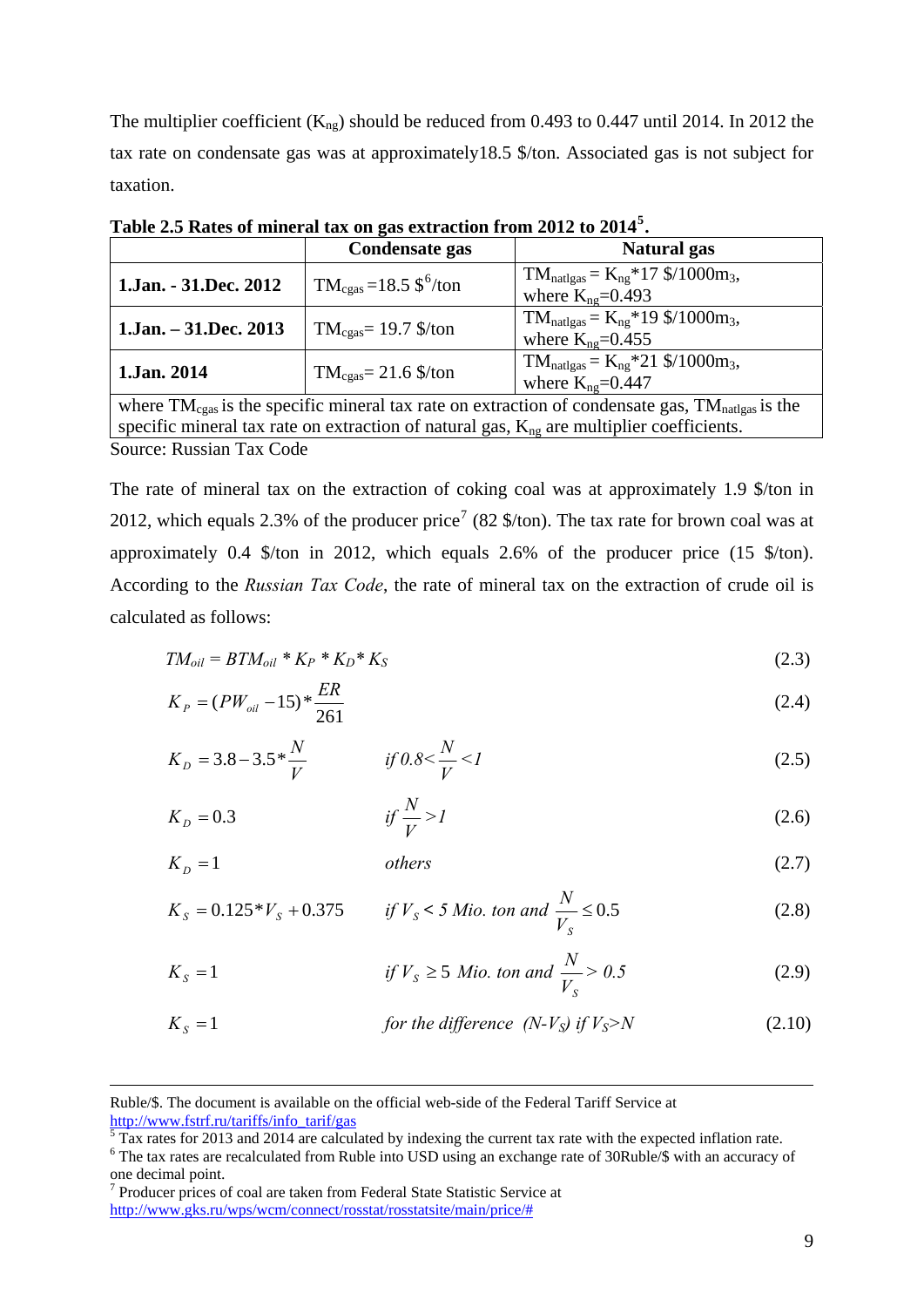The multiplier coefficient ($K_{ng}$) should be reduced from 0.493 to 0.447 until 2014. In 2012 the tax rate on condensate gas was at approximately18.5 $/ton. Associated gas is not subject for taxation.

**Table 2.5 Rates of mineral tax on gas extraction from 2012 to 2014[5].**

| | Condensate gas | Natural gas |
|---|---|---|
| **1.Jan. - 31.Dec. 2012** | $TM_{cgas}$ =18.5 $[6]/ton | $TM_{natlgas} = K_{ng}*17$ $/1000m3, where $K_{ng}$=0.493 |
| **1.Jan. – 31.Dec. 2013** | $TM_{cgas}$= 19.7 $/ton | $TM_{natlgas} = K_{ng}*19$ $/1000m3, where $K_{ng}$=0.455 |
| **1.Jan. 2014** | $TM_{cgas}$= 21.6 $/ton | $TM_{natlgas} = K_{ng}*21$ $/1000m3, where $K_{ng}$=0.447 |
| where $TM_{cgas}$ is the specific mineral tax rate on extraction of condensate gas, $TM_{natlgas}$ is the specific mineral tax rate on extraction of natural gas, $K_{ng}$ are multiplier coefficients. | | |

Source: Russian Tax Code

The rate of mineral tax on the extraction of coking coal was at approximately 1.9 $/ton in 2012, which equals 2.3% of the producer price[7] (82 $/ton). The tax rate for brown coal was at approximately 0.4 $/ton in 2012, which equals 2.6% of the producer price (15 $/ton). According to the *Russian Tax Code*, the rate of mineral tax on the extraction of crude oil is calculated as follows:

$$TM_{oil} = BTM_{oil} * K_P * K_D * K_S \tag{2.3}$$

$$K_P = (PW_{oil} - 15) * \frac{ER}{261} \tag{2.4}$$

$$K_D = 3.8 - 3.5 * \frac{N}{V} \qquad \text{if } 0.8 < \frac{N}{V} < 1 \tag{2.5}$$

$$K_D = 0.3 \qquad \text{if } \frac{N}{V} > 1 \tag{2.6}$$

$$K_D = 1 \qquad \text{others} \tag{2.7}$$

$$K_S = 0.125 * V_S + 0.375 \qquad \text{if } V_S < 5 \text{ Mio. ton and } \frac{N}{V_S} \leq 0.5 \tag{2.8}$$

$$K_S = 1 \qquad \text{if } V_S \geq 5 \text{ Mio. ton and } \frac{N}{V_S} > 0.5 \tag{2.9}$$

$$K_S = 1 \qquad \text{for the difference } (N - V_S) \text{ if } V_S > N \tag{2.10}$$

---

Ruble/$. The document is available on the official web-side of the Federal Tariff Service at http://www.fstrf.ru/tariffs/info_tarif/gas

[5] Tax rates for 2013 and 2014 are calculated by indexing the current tax rate with the expected inflation rate.

[6] The tax rates are recalculated from Ruble into USD using an exchange rate of 30Ruble/$ with an accuracy of one decimal point.

[7] Producer prices of coal are taken from Federal State Statistic Service at http://www.gks.ru/wps/wcm/connect/rosstat/rosstatsite/main/price/#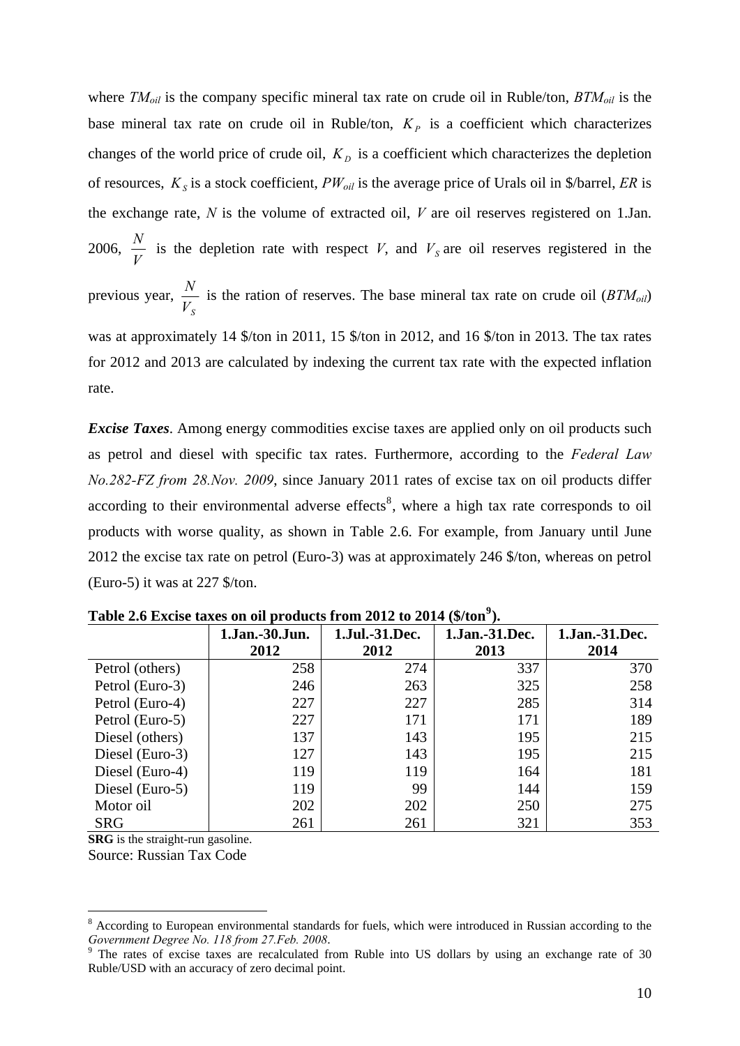where $TM_{oil}$ is the company specific mineral tax rate on crude oil in Ruble/ton, $BTM_{oil}$ is the base mineral tax rate on crude oil in Ruble/ton, $K_P$ is a coefficient which characterizes changes of the world price of crude oil, $K_D$ is a coefficient which characterizes the depletion of resources, $K_S$ is a stock coefficient, $PW_{oil}$ is the average price of Urals oil in $/barrel, $ER$ is the exchange rate, $N$ is the volume of extracted oil, $V$ are oil reserves registered on 1.Jan. 2006, $\frac{N}{V}$ is the depletion rate with respect $V$, and $V_S$ are oil reserves registered in the previous year, $\frac{N}{V_S}$ is the ration of reserves. The base mineral tax rate on crude oil ($BTM_{oil}$) was at approximately 14 $/ton in 2011, 15 $/ton in 2012, and 16 $/ton in 2013. The tax rates for 2012 and 2013 are calculated by indexing the current tax rate with the expected inflation rate.

***Excise Taxes***. Among energy commodities excise taxes are applied only on oil products such as petrol and diesel with specific tax rates. Furthermore, according to the *Federal Law No.282-FZ from 28.Nov. 2009*, since January 2011 rates of excise tax on oil products differ according to their environmental adverse effects[8], where a high tax rate corresponds to oil products with worse quality, as shown in Table 2.6. For example, from January until June 2012 the excise tax rate on petrol (Euro-3) was at approximately 246 $/ton, whereas on petrol (Euro-5) it was at 227 $/ton.

**Table 2.6 Excise taxes on oil products from 2012 to 2014 ($/ton[9]).**

| | 1.Jan.-30.Jun. 2012 | 1.Jul.-31.Dec. 2012 | 1.Jan.-31.Dec. 2013 | 1.Jan.-31.Dec. 2014 |
|---|---|---|---|---|
| Petrol (others) | 258 | 274 | 337 | 370 |
| Petrol (Euro-3) | 246 | 263 | 325 | 258 |
| Petrol (Euro-4) | 227 | 227 | 285 | 314 |
| Petrol (Euro-5) | 227 | 171 | 171 | 189 |
| Diesel (others) | 137 | 143 | 195 | 215 |
| Diesel (Euro-3) | 127 | 143 | 195 | 215 |
| Diesel (Euro-4) | 119 | 119 | 164 | 181 |
| Diesel (Euro-5) | 119 | 99 | 144 | 159 |
| Motor oil | 202 | 202 | 250 | 275 |
| SRG | 261 | 261 | 321 | 353 |

**SRG** is the straight-run gasoline.

Source: Russian Tax Code

[8] According to European environmental standards for fuels, which were introduced in Russian according to the *Government Degree No. 118 from 27.Feb. 2008*.

[9] The rates of excise taxes are recalculated from Ruble into US dollars by using an exchange rate of 30 Ruble/USD with an accuracy of zero decimal point.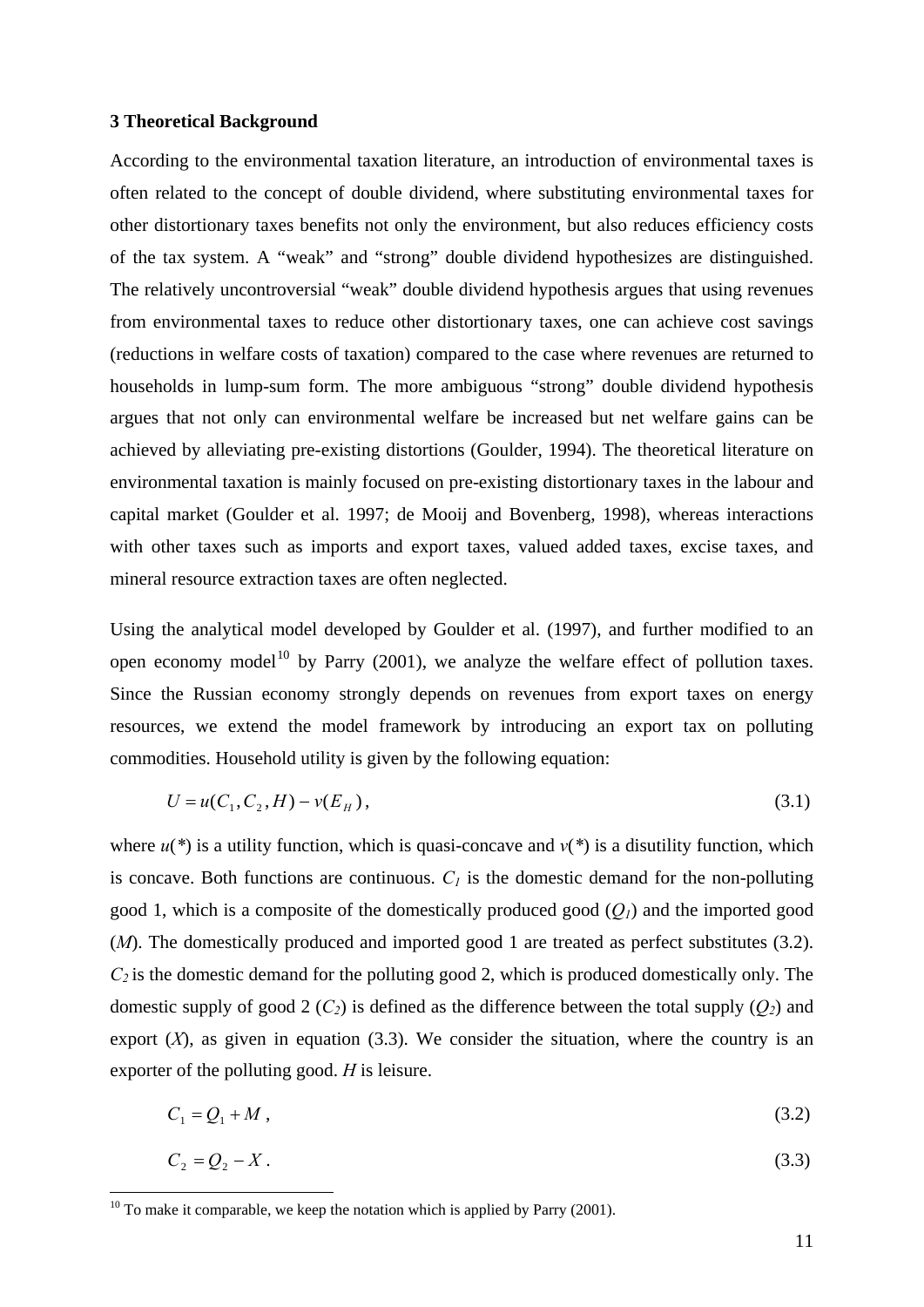## 3 Theoretical Background

According to the environmental taxation literature, an introduction of environmental taxes is often related to the concept of double dividend, where substituting environmental taxes for other distortionary taxes benefits not only the environment, but also reduces efficiency costs of the tax system. A "weak" and "strong" double dividend hypothesizes are distinguished. The relatively uncontroversial "weak" double dividend hypothesis argues that using revenues from environmental taxes to reduce other distortionary taxes, one can achieve cost savings (reductions in welfare costs of taxation) compared to the case where revenues are returned to households in lump-sum form. The more ambiguous "strong" double dividend hypothesis argues that not only can environmental welfare be increased but net welfare gains can be achieved by alleviating pre-existing distortions (Goulder, 1994). The theoretical literature on environmental taxation is mainly focused on pre-existing distortionary taxes in the labour and capital market (Goulder et al. 1997; de Mooij and Bovenberg, 1998), whereas interactions with other taxes such as imports and export taxes, valued added taxes, excise taxes, and mineral resource extraction taxes are often neglected.

Using the analytical model developed by Goulder et al. (1997), and further modified to an open economy model[10] by Parry (2001), we analyze the welfare effect of pollution taxes. Since the Russian economy strongly depends on revenues from export taxes on energy resources, we extend the model framework by introducing an export tax on polluting commodities. Household utility is given by the following equation:

$$U = u(C_1, C_2, H) - v(E_H)\,, \tag{3.1}$$

where $u(*)$ is a utility function, which is quasi-concave and $v(*)$ is a disutility function, which is concave. Both functions are continuous. $C_1$ is the domestic demand for the non-polluting good 1, which is a composite of the domestically produced good ($Q_1$) and the imported good ($M$). The domestically produced and imported good 1 are treated as perfect substitutes (3.2). $C_2$ is the domestic demand for the polluting good 2, which is produced domestically only. The domestic supply of good 2 ($C_2$) is defined as the difference between the total supply ($Q_2$) and export ($X$), as given in equation (3.3). We consider the situation, where the country is an exporter of the polluting good. $H$ is leisure.

$$C_1 = Q_1 + M\,, \tag{3.2}$$

$$C_2 = Q_2 - X\,. \tag{3.3}$$

[10] To make it comparable, we keep the notation which is applied by Parry (2001).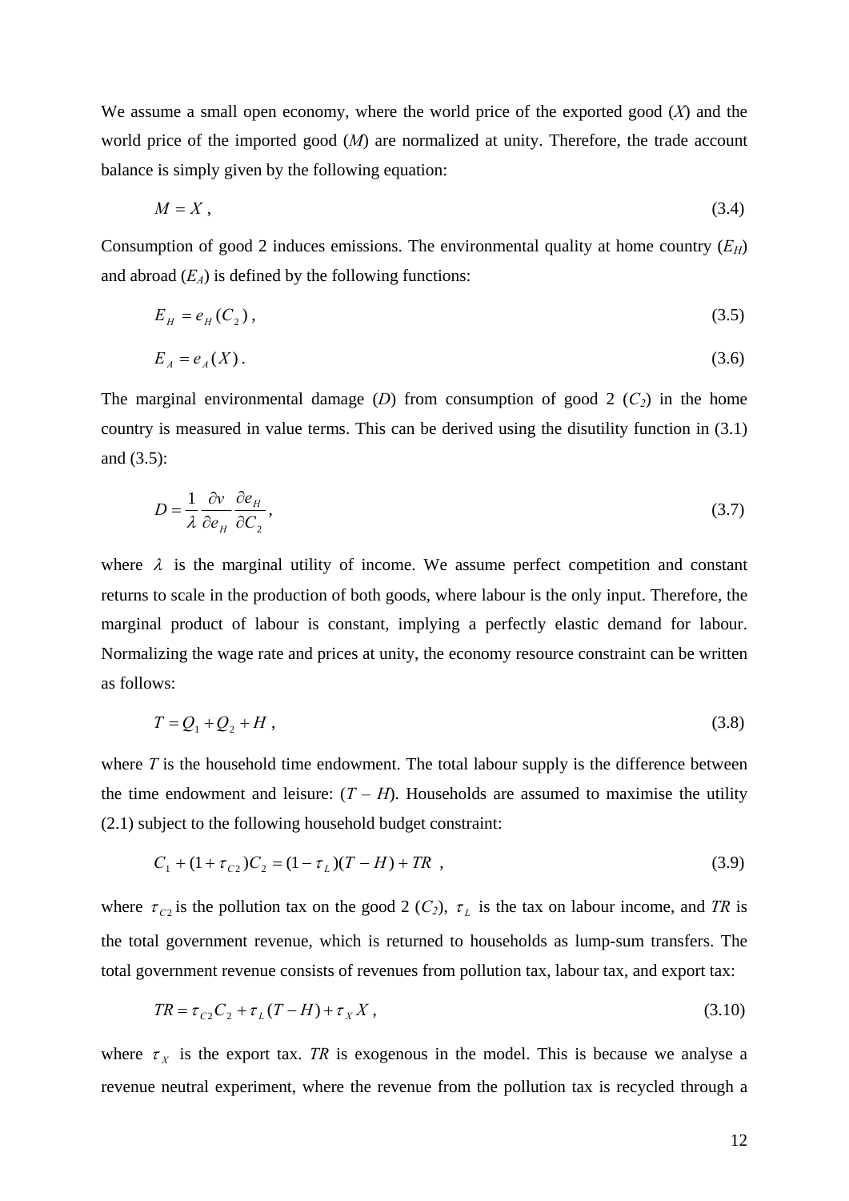We assume a small open economy, where the world price of the exported good ($X$) and the world price of the imported good ($M$) are normalized at unity. Therefore, the trade account balance is simply given by the following equation:

$$M = X \,, \tag{3.4}$$

Consumption of good 2 induces emissions. The environmental quality at home country ($E_H$) and abroad ($E_A$) is defined by the following functions:

$$E_H = e_H(C_2)\,, \tag{3.5}$$

$$E_A = e_A(X)\,. \tag{3.6}$$

The marginal environmental damage ($D$) from consumption of good 2 ($C_2$) in the home country is measured in value terms. This can be derived using the disutility function in (3.1) and (3.5):

$$D = \frac{1}{\lambda}\frac{\partial v}{\partial e_H}\frac{\partial e_H}{\partial C_2}\,, \tag{3.7}$$

where $\lambda$ is the marginal utility of income. We assume perfect competition and constant returns to scale in the production of both goods, where labour is the only input. Therefore, the marginal product of labour is constant, implying a perfectly elastic demand for labour. Normalizing the wage rate and prices at unity, the economy resource constraint can be written as follows:

$$T = Q_1 + Q_2 + H\,, \tag{3.8}$$

where $T$ is the household time endowment. The total labour supply is the difference between the time endowment and leisure: ($T$ – $H$). Households are assumed to maximise the utility (2.1) subject to the following household budget constraint:

$$C_1 + (1+\tau_{C2})C_2 = (1-\tau_L)(T-H) + TR\,, \tag{3.9}$$

where $\tau_{C2}$ is the pollution tax on the good 2 ($C_2$), $\tau_L$ is the tax on labour income, and $TR$ is the total government revenue, which is returned to households as lump-sum transfers. The total government revenue consists of revenues from pollution tax, labour tax, and export tax:

$$TR = \tau_{C2}C_2 + \tau_L(T-H) + \tau_X X\,, \tag{3.10}$$

where $\tau_X$ is the export tax. $TR$ is exogenous in the model. This is because we analyse a revenue neutral experiment, where the revenue from the pollution tax is recycled through a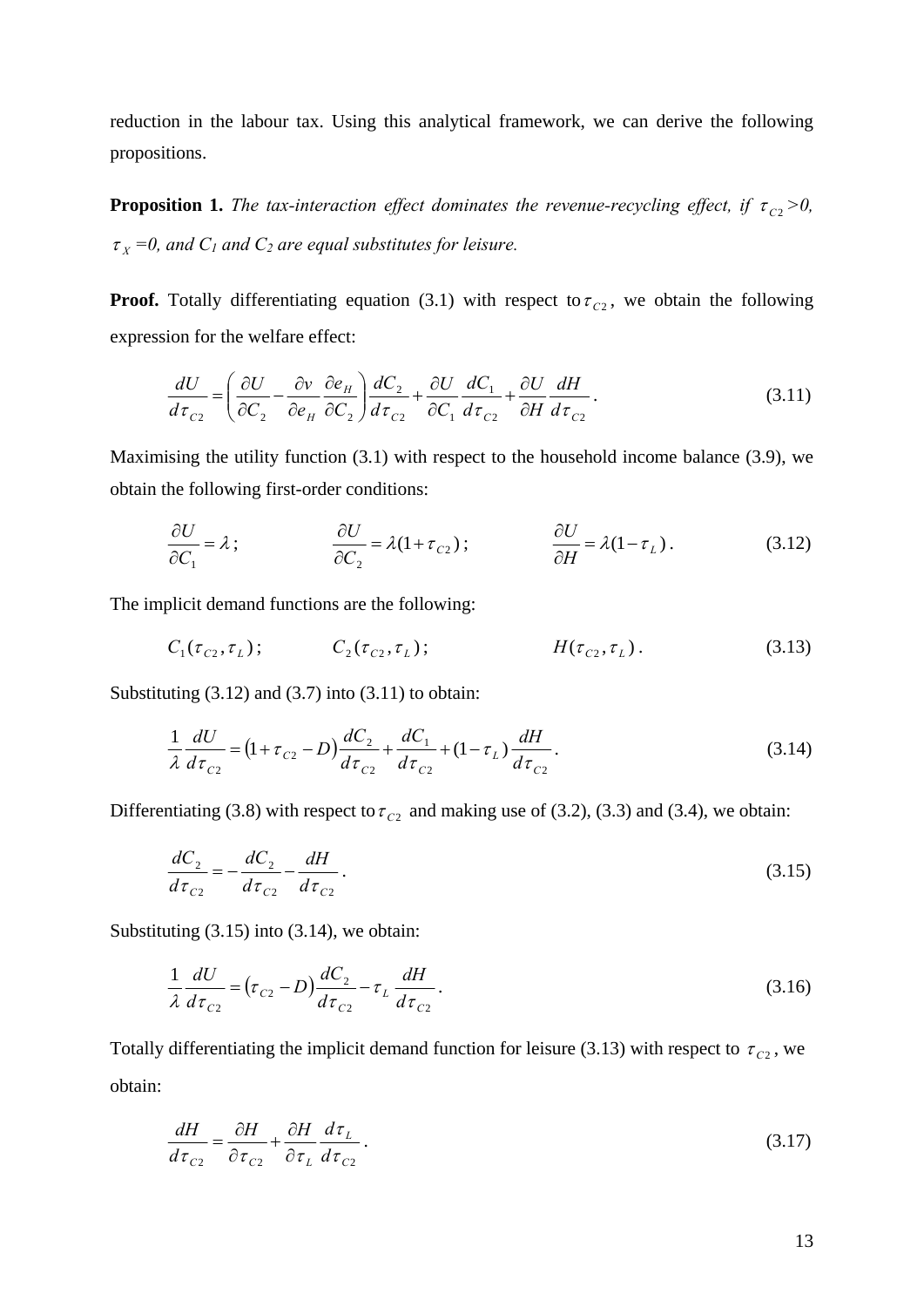reduction in the labour tax. Using this analytical framework, we can derive the following propositions.

**Proposition 1.** *The tax-interaction effect dominates the revenue-recycling effect, if $\tau_{C2}$>0, $\tau_X$ =0, and $C_1$ and $C_2$ are equal substitutes for leisure.*

**Proof.** Totally differentiating equation (3.1) with respect to $\tau_{C2}$, we obtain the following expression for the welfare effect:

$$\frac{dU}{d\tau_{C2}} = \left( \frac{\partial U}{\partial C_2} - \frac{\partial v}{\partial e_H} \frac{\partial e_H}{\partial C_2} \right) \frac{dC_2}{d\tau_{C2}} + \frac{\partial U}{\partial C_1} \frac{dC_1}{d\tau_{C2}} + \frac{\partial U}{\partial H} \frac{dH}{d\tau_{C2}} . \tag{3.11}$$

Maximising the utility function (3.1) with respect to the household income balance (3.9), we obtain the following first-order conditions:

$$\frac{\partial U}{\partial C_1} = \lambda ; \qquad \frac{\partial U}{\partial C_2} = \lambda(1+\tau_{C2}) ; \qquad \frac{\partial U}{\partial H} = \lambda(1-\tau_L) . \tag{3.12}$$

The implicit demand functions are the following:

$$C_1(\tau_{C2}, \tau_L) ; \qquad C_2(\tau_{C2}, \tau_L) ; \qquad H(\tau_{C2}, \tau_L) . \tag{3.13}$$

Substituting (3.12) and (3.7) into (3.11) to obtain:

$$\frac{1}{\lambda} \frac{dU}{d\tau_{C2}} = \left(1+\tau_{C2} - D\right) \frac{dC_2}{d\tau_{C2}} + \frac{dC_1}{d\tau_{C2}} + (1-\tau_L) \frac{dH}{d\tau_{C2}} . \tag{3.14}$$

Differentiating (3.8) with respect to $\tau_{C2}$ and making use of (3.2), (3.3) and (3.4), we obtain:

$$\frac{dC_2}{d\tau_{C2}} = -\frac{dC_2}{d\tau_{C2}} - \frac{dH}{d\tau_{C2}} . \tag{3.15}$$

Substituting (3.15) into (3.14), we obtain:

$$\frac{1}{\lambda} \frac{dU}{d\tau_{C2}} = \left(\tau_{C2} - D\right) \frac{dC_2}{d\tau_{C2}} - \tau_L \frac{dH}{d\tau_{C2}} . \tag{3.16}$$

Totally differentiating the implicit demand function for leisure (3.13) with respect to $\tau_{C2}$, we obtain:

$$\frac{dH}{d\tau_{C2}} = \frac{\partial H}{\partial \tau_{C2}} + \frac{\partial H}{\partial \tau_L} \frac{d\tau_L}{d\tau_{C2}} . \tag{3.17}$$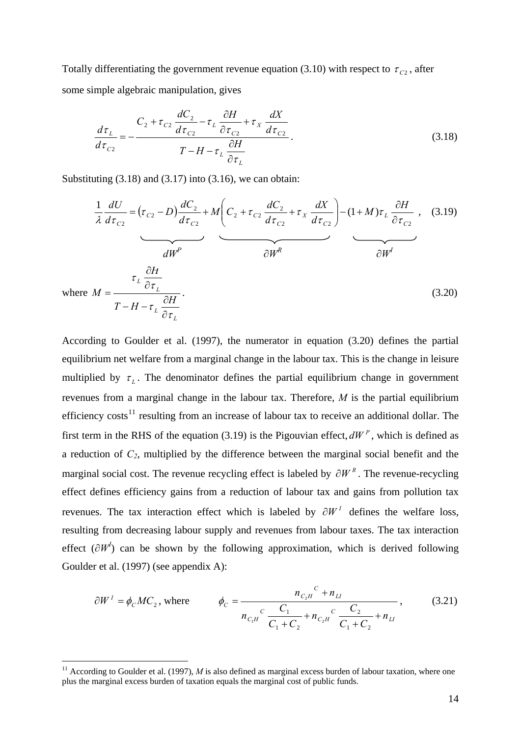Totally differentiating the government revenue equation (3.10) with respect to $\tau_{C2}$, after some simple algebraic manipulation, gives

$$\frac{d\tau_L}{d\tau_{C2}} = -\frac{C_2 + \tau_{C2}\dfrac{dC_2}{d\tau_{C2}} - \tau_L \dfrac{\partial H}{\partial \tau_{C2}} + \tau_X \dfrac{dX}{d\tau_{C2}}}{T - H - \tau_L \dfrac{\partial H}{\partial \tau_L}}. \tag{3.18}$$

Substituting (3.18) and (3.17) into (3.16), we can obtain:

$$\frac{1}{\lambda}\frac{dU}{d\tau_{C2}} = \underbrace{\left(\tau_{C2} - D\right)\frac{dC_2}{d\tau_{C2}}}_{dW^P} + \underbrace{M\left(C_2 + \tau_{C2}\frac{dC_2}{d\tau_{C2}} + \tau_X \frac{dX}{d\tau_{C2}}\right)}_{\partial W^R} - \underbrace{(1+M)\tau_L \frac{\partial H}{\partial \tau_{C2}}}_{\partial W^I}, \tag{3.19}$$

where $$M = \frac{\tau_L \dfrac{\partial H}{\partial \tau_L}}{T - H - \tau_L \dfrac{\partial H}{\partial \tau_L}}. \tag{3.20}$$

According to Goulder et al. (1997), the numerator in equation (3.20) defines the partial equilibrium net welfare from a marginal change in the labour tax. This is the change in leisure multiplied by $\tau_L$. The denominator defines the partial equilibrium change in government revenues from a marginal change in the labour tax. Therefore, *M* is the partial equilibrium efficiency costs[11] resulting from an increase of labour tax to receive an additional dollar. The first term in the RHS of the equation (3.19) is the Pigouvian effect, $dW^P$, which is defined as a reduction of $C_2$, multiplied by the difference between the marginal social benefit and the marginal social cost. The revenue recycling effect is labeled by $\partial W^R$. The revenue-recycling effect defines efficiency gains from a reduction of labour tax and gains from pollution tax revenues. The tax interaction effect which is labeled by $\partial W^I$ defines the welfare loss, resulting from decreasing labour supply and revenues from labour taxes. The tax interaction effect ($\partial W^I$) can be shown by the following approximation, which is derived following Goulder et al. (1997) (see appendix A):

$$\partial W^I = \phi_C M C_2, \text{ where } \qquad \phi_C = \frac{n_{C_2H}{}^C + n_{LI}}{n_{C_1H}{}^C \dfrac{C_1}{C_1 + C_2} + n_{C_2H}{}^C \dfrac{C_2}{C_1 + C_2} + n_{LI}}, \tag{3.21}$$

[11] According to Goulder et al. (1997), *M* is also defined as marginal excess burden of labour taxation, where one plus the marginal excess burden of taxation equals the marginal cost of public funds.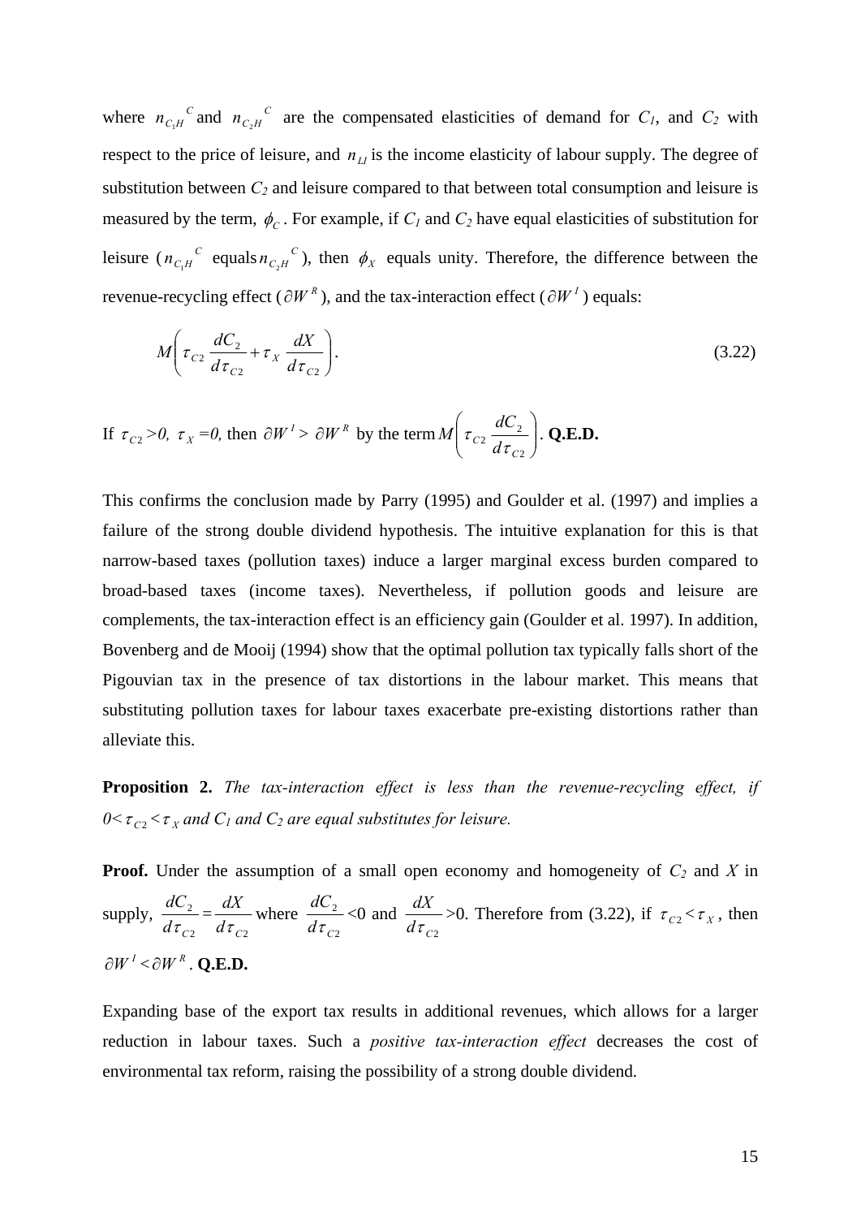where $n_{C_1H}{}^C$ and $n_{C_2H}{}^C$ are the compensated elasticities of demand for $C_1$, and $C_2$ with respect to the price of leisure, and $n_{LI}$ is the income elasticity of labour supply. The degree of substitution between $C_2$ and leisure compared to that between total consumption and leisure is measured by the term, $\phi_C$. For example, if $C_1$ and $C_2$ have equal elasticities of substitution for leisure ($n_{C_1H}{}^C$ equals $n_{C_2H}{}^C$), then $\phi_X$ equals unity. Therefore, the difference between the revenue-recycling effect ($\partial W^R$), and the tax-interaction effect ($\partial W^I$) equals:

$$M\left(\tau_{C2}\frac{dC_2}{d\tau_{C2}}+\tau_X\frac{dX}{d\tau_{C2}}\right). \tag{3.22}$$

If $\tau_{C2}>0$, $\tau_X=0$, then $\partial W^I > \partial W^R$ by the term $M\left(\tau_{C2}\frac{dC_2}{d\tau_{C2}}\right)$. **Q.E.D.**

This confirms the conclusion made by Parry (1995) and Goulder et al. (1997) and implies a failure of the strong double dividend hypothesis. The intuitive explanation for this is that narrow-based taxes (pollution taxes) induce a larger marginal excess burden compared to broad-based taxes (income taxes). Nevertheless, if pollution goods and leisure are complements, the tax-interaction effect is an efficiency gain (Goulder et al. 1997). In addition, Bovenberg and de Mooij (1994) show that the optimal pollution tax typically falls short of the Pigouvian tax in the presence of tax distortions in the labour market. This means that substituting pollution taxes for labour taxes exacerbate pre-existing distortions rather than alleviate this.

**Proposition 2.** *The tax-interaction effect is less than the revenue-recycling effect, if* $0<\tau_{C2}<\tau_X$ *and* $C_1$ *and* $C_2$ *are equal substitutes for leisure.*

**Proof.** Under the assumption of a small open economy and homogeneity of $C_2$ and $X$ in supply, $\frac{dC_2}{d\tau_{C2}}=\frac{dX}{d\tau_{C2}}$ where $\frac{dC_2}{d\tau_{C2}}<0$ and $\frac{dX}{d\tau_{C2}}>0$. Therefore from (3.22), if $\tau_{C2}<\tau_X$, then $\partial W^I<\partial W^R$. **Q.E.D.**

Expanding base of the export tax results in additional revenues, which allows for a larger reduction in labour taxes. Such a *positive tax-interaction effect* decreases the cost of environmental tax reform, raising the possibility of a strong double dividend.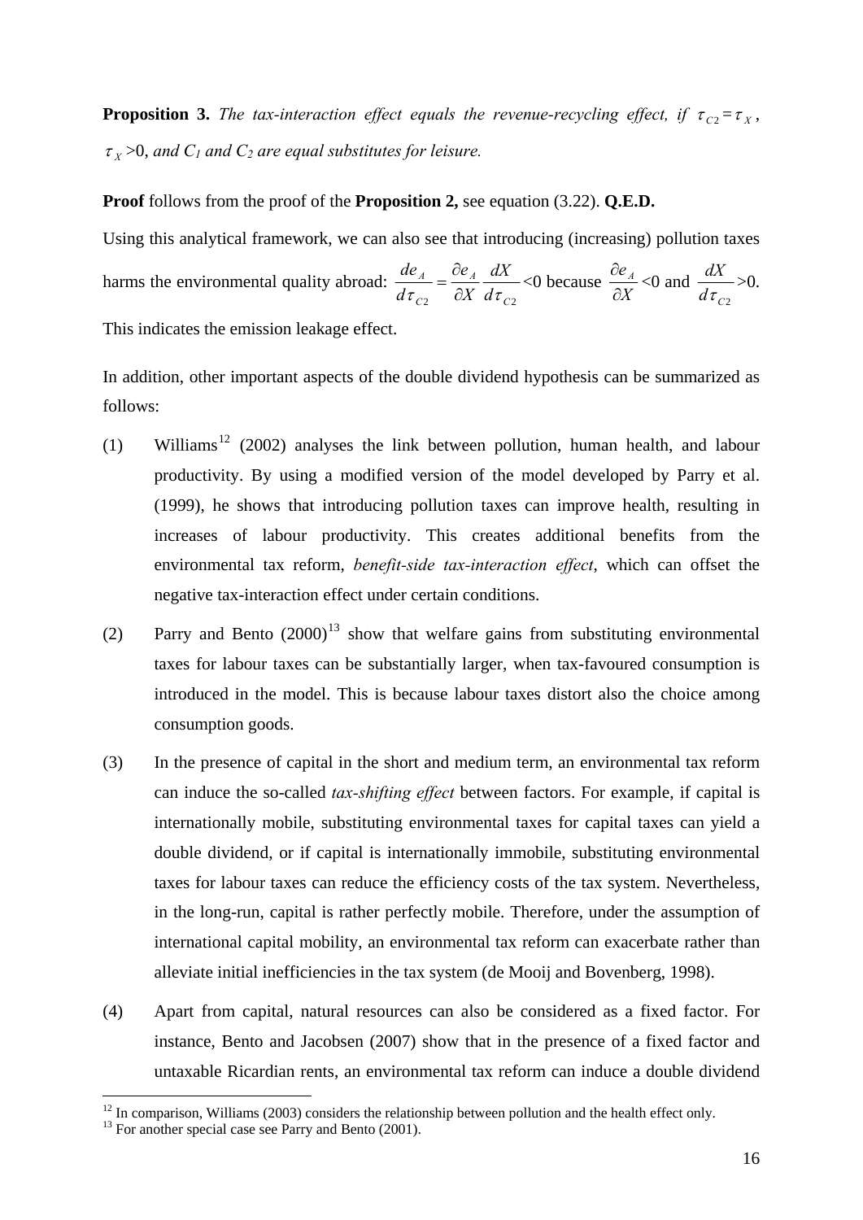**Proposition 3.** *The tax-interaction effect equals the revenue-recycling effect, if* $\tau_{C2} = \tau_X$, $\tau_X > 0$, *and* $C_1$ *and* $C_2$ *are equal substitutes for leisure.*

**Proof** follows from the proof of the **Proposition 2,** see equation (3.22). **Q.E.D.**

Using this analytical framework, we can also see that introducing (increasing) pollution taxes harms the environmental quality abroad: $\frac{de_A}{d\tau_{C2}} = \frac{\partial e_A}{\partial X}\frac{dX}{d\tau_{C2}} < 0$ because $\frac{\partial e_A}{\partial X} < 0$ and $\frac{dX}{d\tau_{C2}} > 0$. This indicates the emission leakage effect.

In addition, other important aspects of the double dividend hypothesis can be summarized as follows:

(1) Williams[12] (2002) analyses the link between pollution, human health, and labour productivity. By using a modified version of the model developed by Parry et al. (1999), he shows that introducing pollution taxes can improve health, resulting in increases of labour productivity. This creates additional benefits from the environmental tax reform, *benefit-side tax-interaction effect*, which can offset the negative tax-interaction effect under certain conditions.

(2) Parry and Bento (2000)[13] show that welfare gains from substituting environmental taxes for labour taxes can be substantially larger, when tax-favoured consumption is introduced in the model. This is because labour taxes distort also the choice among consumption goods.

(3) In the presence of capital in the short and medium term, an environmental tax reform can induce the so-called *tax-shifting effect* between factors. For example, if capital is internationally mobile, substituting environmental taxes for capital taxes can yield a double dividend, or if capital is internationally immobile, substituting environmental taxes for labour taxes can reduce the efficiency costs of the tax system. Nevertheless, in the long-run, capital is rather perfectly mobile. Therefore, under the assumption of international capital mobility, an environmental tax reform can exacerbate rather than alleviate initial inefficiencies in the tax system (de Mooij and Bovenberg, 1998).

(4) Apart from capital, natural resources can also be considered as a fixed factor. For instance, Bento and Jacobsen (2007) show that in the presence of a fixed factor and untaxable Ricardian rents, an environmental tax reform can induce a double dividend

[12] In comparison, Williams (2003) considers the relationship between pollution and the health effect only.

[13] For another special case see Parry and Bento (2001).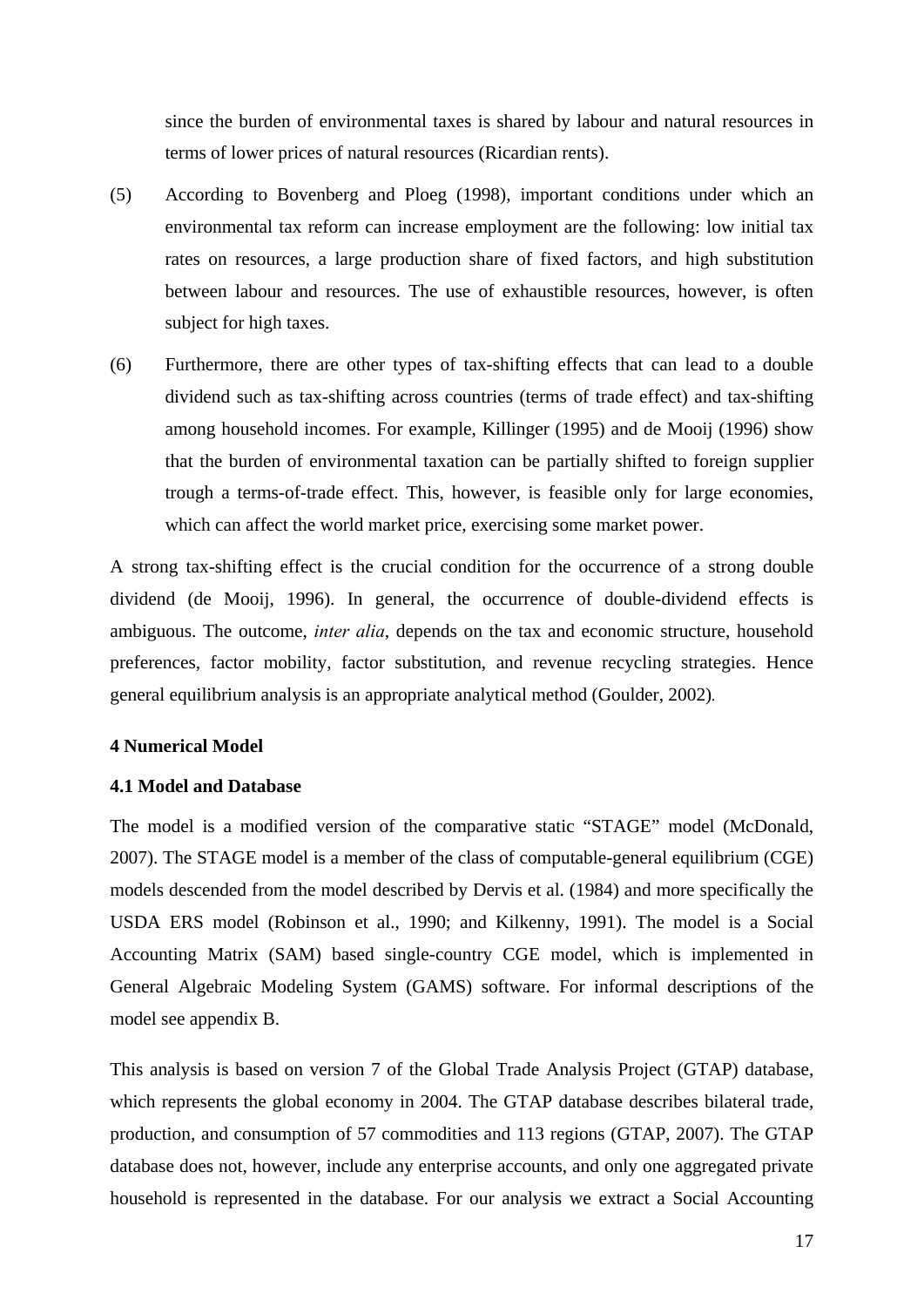since the burden of environmental taxes is shared by labour and natural resources in terms of lower prices of natural resources (Ricardian rents).

(5) According to Bovenberg and Ploeg (1998), important conditions under which an environmental tax reform can increase employment are the following: low initial tax rates on resources, a large production share of fixed factors, and high substitution between labour and resources. The use of exhaustible resources, however, is often subject for high taxes.

(6) Furthermore, there are other types of tax-shifting effects that can lead to a double dividend such as tax-shifting across countries (terms of trade effect) and tax-shifting among household incomes. For example, Killinger (1995) and de Mooij (1996) show that the burden of environmental taxation can be partially shifted to foreign supplier trough a terms-of-trade effect. This, however, is feasible only for large economies, which can affect the world market price, exercising some market power.

A strong tax-shifting effect is the crucial condition for the occurrence of a strong double dividend (de Mooij, 1996). In general, the occurrence of double-dividend effects is ambiguous. The outcome, *inter alia*, depends on the tax and economic structure, household preferences, factor mobility, factor substitution, and revenue recycling strategies. Hence general equilibrium analysis is an appropriate analytical method (Goulder, 2002).

## 4 Numerical Model

### 4.1 Model and Database

The model is a modified version of the comparative static "STAGE" model (McDonald, 2007). The STAGE model is a member of the class of computable-general equilibrium (CGE) models descended from the model described by Dervis et al. (1984) and more specifically the USDA ERS model (Robinson et al., 1990; and Kilkenny, 1991). The model is a Social Accounting Matrix (SAM) based single-country CGE model, which is implemented in General Algebraic Modeling System (GAMS) software. For informal descriptions of the model see appendix B.

This analysis is based on version 7 of the Global Trade Analysis Project (GTAP) database, which represents the global economy in 2004. The GTAP database describes bilateral trade, production, and consumption of 57 commodities and 113 regions (GTAP, 2007). The GTAP database does not, however, include any enterprise accounts, and only one aggregated private household is represented in the database. For our analysis we extract a Social Accounting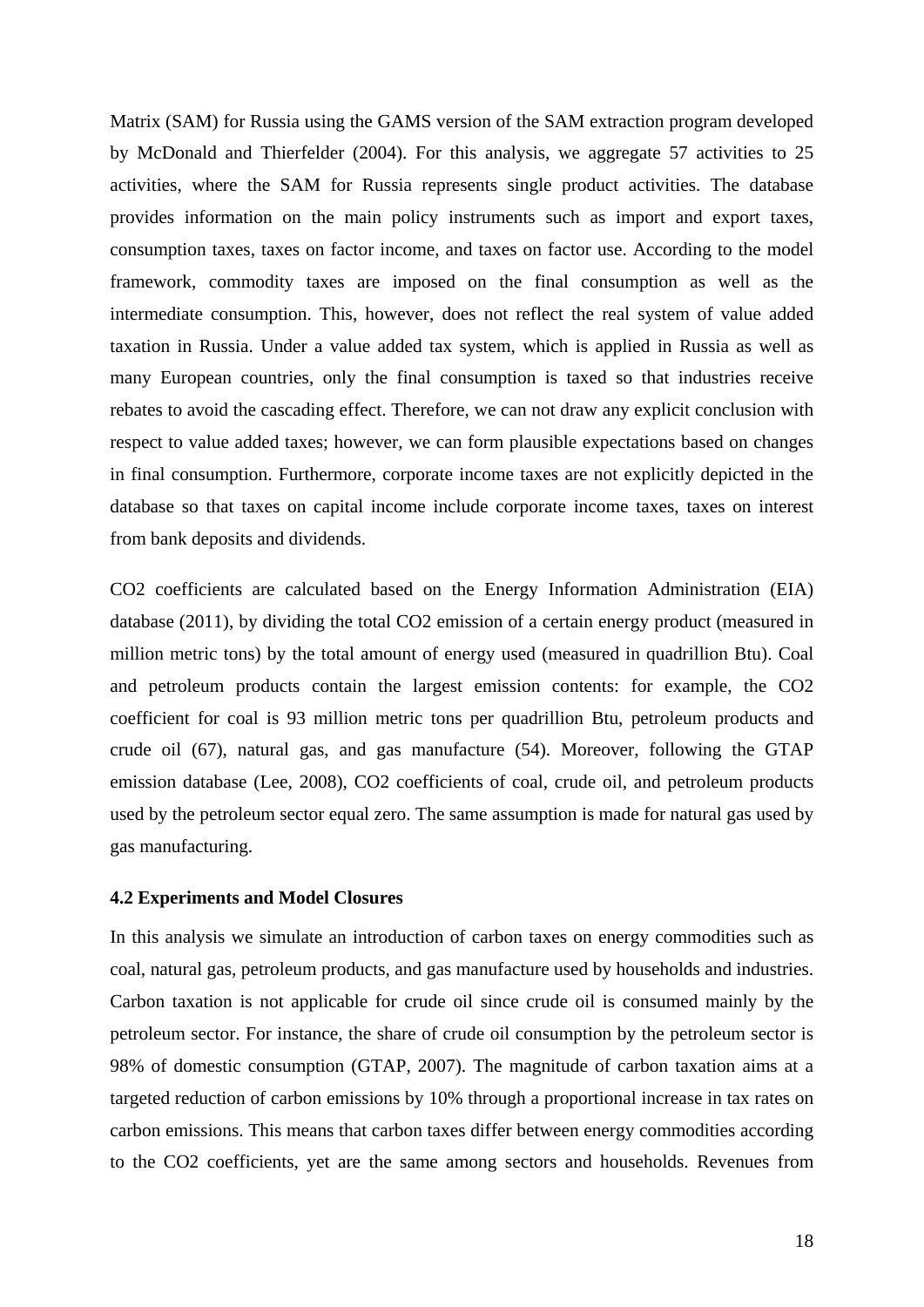Matrix (SAM) for Russia using the GAMS version of the SAM extraction program developed by McDonald and Thierfelder (2004). For this analysis, we aggregate 57 activities to 25 activities, where the SAM for Russia represents single product activities. The database provides information on the main policy instruments such as import and export taxes, consumption taxes, taxes on factor income, and taxes on factor use. According to the model framework, commodity taxes are imposed on the final consumption as well as the intermediate consumption. This, however, does not reflect the real system of value added taxation in Russia. Under a value added tax system, which is applied in Russia as well as many European countries, only the final consumption is taxed so that industries receive rebates to avoid the cascading effect. Therefore, we can not draw any explicit conclusion with respect to value added taxes; however, we can form plausible expectations based on changes in final consumption. Furthermore, corporate income taxes are not explicitly depicted in the database so that taxes on capital income include corporate income taxes, taxes on interest from bank deposits and dividends.

$CO_2$ coefficients are calculated based on the Energy Information Administration (EIA) database (2011), by dividing the total $CO_2$ emission of a certain energy product (measured in million metric tons) by the total amount of energy used (measured in quadrillion Btu). Coal and petroleum products contain the largest emission contents: for example, the $CO_2$ coefficient for coal is 93 million metric tons per quadrillion Btu, petroleum products and crude oil (67), natural gas, and gas manufacture (54). Moreover, following the GTAP emission database (Lee, 2008), $CO_2$ coefficients of coal, crude oil, and petroleum products used by the petroleum sector equal zero. The same assumption is made for natural gas used by gas manufacturing.

### 4.2 Experiments and Model Closures

In this analysis we simulate an introduction of carbon taxes on energy commodities such as coal, natural gas, petroleum products, and gas manufacture used by households and industries. Carbon taxation is not applicable for crude oil since crude oil is consumed mainly by the petroleum sector. For instance, the share of crude oil consumption by the petroleum sector is 98% of domestic consumption (GTAP, 2007). The magnitude of carbon taxation aims at a targeted reduction of carbon emissions by 10% through a proportional increase in tax rates on carbon emissions. This means that carbon taxes differ between energy commodities according to the $CO_2$ coefficients, yet are the same among sectors and households. Revenues from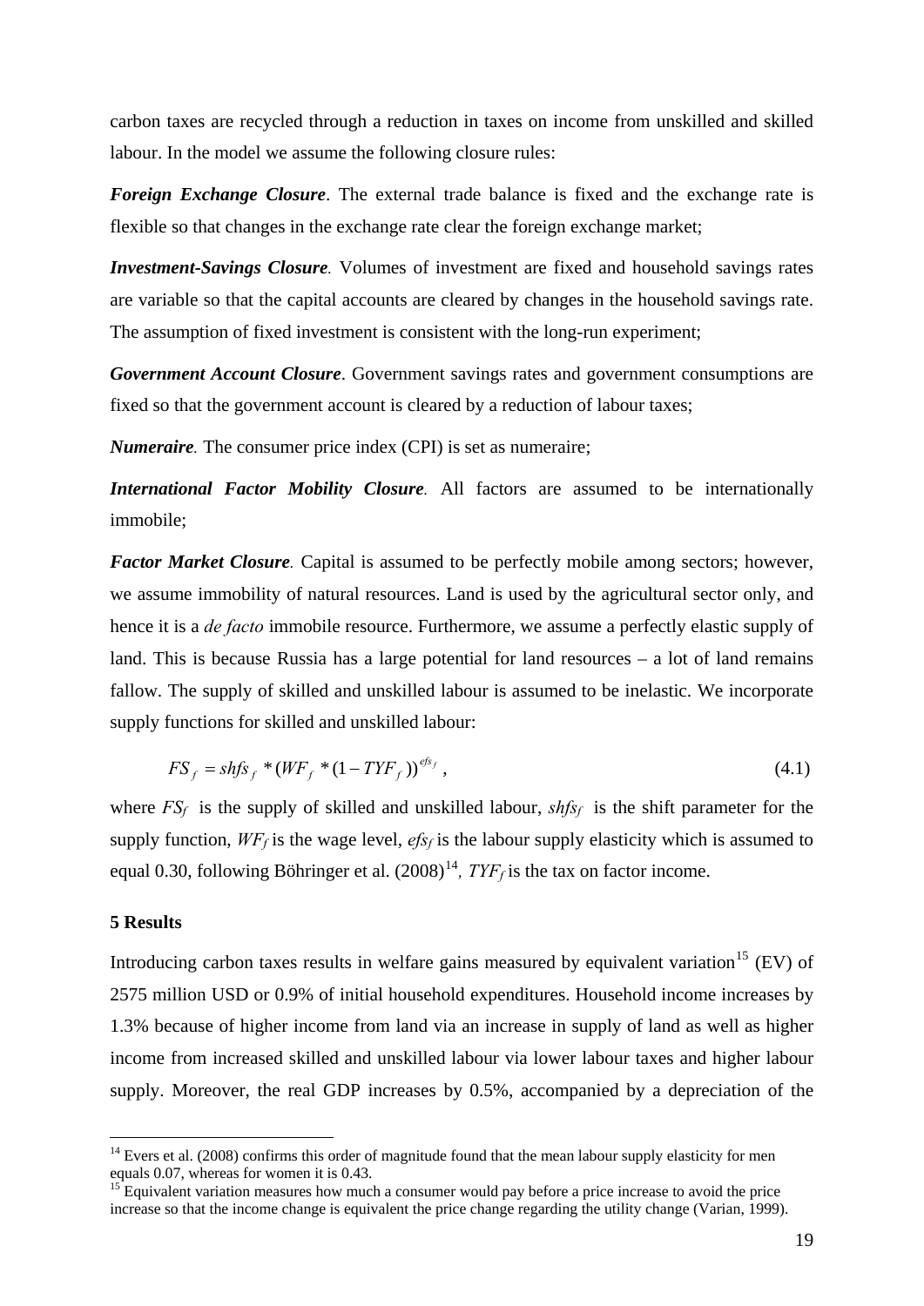carbon taxes are recycled through a reduction in taxes on income from unskilled and skilled labour. In the model we assume the following closure rules:

***Foreign Exchange Closure***. The external trade balance is fixed and the exchange rate is flexible so that changes in the exchange rate clear the foreign exchange market;

***Investment-Savings Closure.*** Volumes of investment are fixed and household savings rates are variable so that the capital accounts are cleared by changes in the household savings rate. The assumption of fixed investment is consistent with the long-run experiment;

***Government Account Closure***. Government savings rates and government consumptions are fixed so that the government account is cleared by a reduction of labour taxes;

***Numeraire.*** The consumer price index (CPI) is set as numeraire;

***International Factor Mobility Closure.*** All factors are assumed to be internationally immobile;

***Factor Market Closure.*** Capital is assumed to be perfectly mobile among sectors; however, we assume immobility of natural resources. Land is used by the agricultural sector only, and hence it is a *de facto* immobile resource. Furthermore, we assume a perfectly elastic supply of land. This is because Russia has a large potential for land resources – a lot of land remains fallow. The supply of skilled and unskilled labour is assumed to be inelastic. We incorporate supply functions for skilled and unskilled labour:

$$FS_f = shfs_f * (WF_f * (1 - TYF_f))^{efs_f}, \tag{4.1}$$

where $FS_f$ is the supply of skilled and unskilled labour, $shfs_f$ is the shift parameter for the supply function, $WF_f$ is the wage level, $efs_f$ is the labour supply elasticity which is assumed to equal 0.30, following Böhringer et al. (2008)[14], $TYF_f$ is the tax on factor income.

## 5 Results

Introducing carbon taxes results in welfare gains measured by equivalent variation[15] (EV) of 2575 million USD or 0.9% of initial household expenditures. Household income increases by 1.3% because of higher income from land via an increase in supply of land as well as higher income from increased skilled and unskilled labour via lower labour taxes and higher labour supply. Moreover, the real GDP increases by 0.5%, accompanied by a depreciation of the

[14] Evers et al. (2008) confirms this order of magnitude found that the mean labour supply elasticity for men equals 0.07, whereas for women it is 0.43.

[15] Equivalent variation measures how much a consumer would pay before a price increase to avoid the price increase so that the income change is equivalent the price change regarding the utility change (Varian, 1999).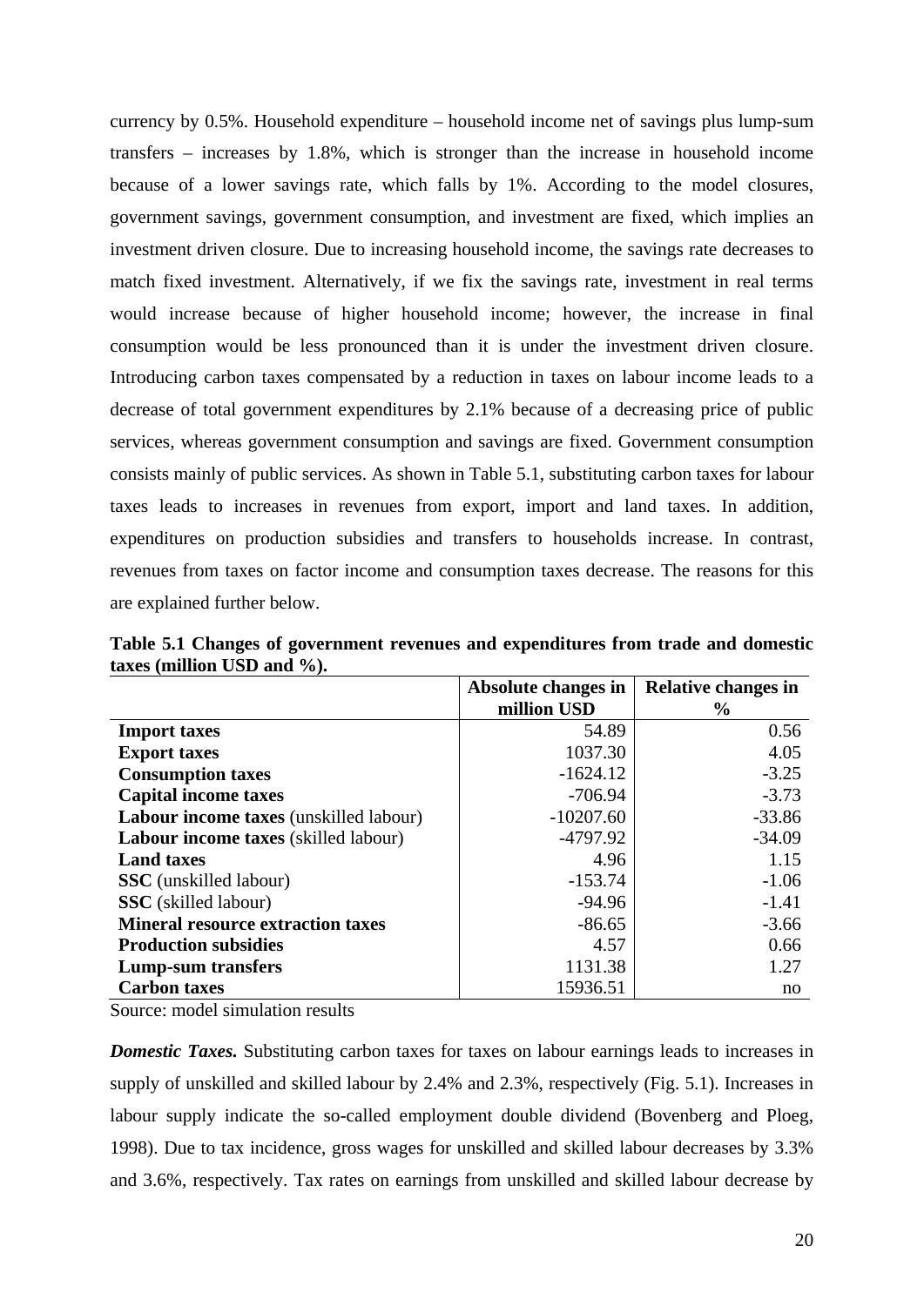currency by 0.5%. Household expenditure – household income net of savings plus lump-sum transfers – increases by 1.8%, which is stronger than the increase in household income because of a lower savings rate, which falls by 1%. According to the model closures, government savings, government consumption, and investment are fixed, which implies an investment driven closure. Due to increasing household income, the savings rate decreases to match fixed investment. Alternatively, if we fix the savings rate, investment in real terms would increase because of higher household income; however, the increase in final consumption would be less pronounced than it is under the investment driven closure. Introducing carbon taxes compensated by a reduction in taxes on labour income leads to a decrease of total government expenditures by 2.1% because of a decreasing price of public services, whereas government consumption and savings are fixed. Government consumption consists mainly of public services. As shown in Table 5.1, substituting carbon taxes for labour taxes leads to increases in revenues from export, import and land taxes. In addition, expenditures on production subsidies and transfers to households increase. In contrast, revenues from taxes on factor income and consumption taxes decrease. The reasons for this are explained further below.

**Table 5.1 Changes of government revenues and expenditures from trade and domestic taxes (million USD and %).**

| | Absolute changes in million USD | Relative changes in % |
|---|---|---|
| **Import taxes** | 54.89 | 0.56 |
| **Export taxes** | 1037.30 | 4.05 |
| **Consumption taxes** | -1624.12 | -3.25 |
| **Capital income taxes** | -706.94 | -3.73 |
| **Labour income taxes** (unskilled labour) | -10207.60 | -33.86 |
| **Labour income taxes** (skilled labour) | -4797.92 | -34.09 |
| **Land taxes** | 4.96 | 1.15 |
| **SSC** (unskilled labour) | -153.74 | -1.06 |
| **SSC** (skilled labour) | -94.96 | -1.41 |
| **Mineral resource extraction taxes** | -86.65 | -3.66 |
| **Production subsidies** | 4.57 | 0.66 |
| **Lump-sum transfers** | 1131.38 | 1.27 |
| **Carbon taxes** | 15936.51 | no |

Source: model simulation results

***Domestic Taxes.*** Substituting carbon taxes for taxes on labour earnings leads to increases in supply of unskilled and skilled labour by 2.4% and 2.3%, respectively (Fig. 5.1). Increases in labour supply indicate the so-called employment double dividend (Bovenberg and Ploeg, 1998). Due to tax incidence, gross wages for unskilled and skilled labour decreases by 3.3% and 3.6%, respectively. Tax rates on earnings from unskilled and skilled labour decrease by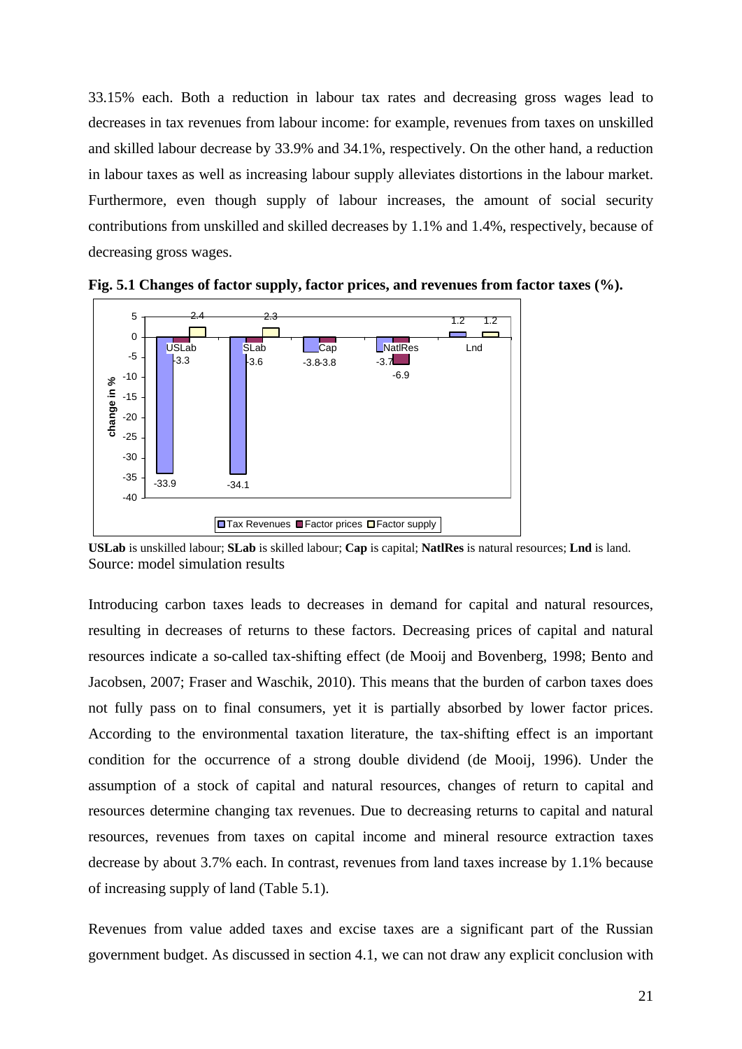33.15% each. Both a reduction in labour tax rates and decreasing gross wages lead to decreases in tax revenues from labour income: for example, revenues from taxes on unskilled and skilled labour decrease by 33.9% and 34.1%, respectively. On the other hand, a reduction in labour taxes as well as increasing labour supply alleviates distortions in the labour market. Furthermore, even though supply of labour increases, the amount of social security contributions from unskilled and skilled decreases by 1.1% and 1.4%, respectively, because of decreasing gross wages.

**Fig. 5.1 Changes of factor supply, factor prices, and revenues from factor taxes (%).**

| | Tax Revenues | Factor prices | Factor supply |
|---|---|---|---|
| USLab | -33.9 | -3.3 | 2.4 |
| SLab | -34.1 | -3.6 | 2.3 |
| Cap | -3.8 | -3.8 | |
| NatlRes | -3.7 | -6.9 | |
| Lnd | 1.2 | | 1.2 |

**USLab** is unskilled labour; **SLab** is skilled labour; **Cap** is capital; **NatlRes** is natural resources; **Lnd** is land.
Source: model simulation results

Introducing carbon taxes leads to decreases in demand for capital and natural resources, resulting in decreases of returns to these factors. Decreasing prices of capital and natural resources indicate a so-called tax-shifting effect (de Mooij and Bovenberg, 1998; Bento and Jacobsen, 2007; Fraser and Waschik, 2010). This means that the burden of carbon taxes does not fully pass on to final consumers, yet it is partially absorbed by lower factor prices. According to the environmental taxation literature, the tax-shifting effect is an important condition for the occurrence of a strong double dividend (de Mooij, 1996). Under the assumption of a stock of capital and natural resources, changes of return to capital and resources determine changing tax revenues. Due to decreasing returns to capital and natural resources, revenues from taxes on capital income and mineral resource extraction taxes decrease by about 3.7% each. In contrast, revenues from land taxes increase by 1.1% because of increasing supply of land (Table 5.1).

Revenues from value added taxes and excise taxes are a significant part of the Russian government budget. As discussed in section 4.1, we can not draw any explicit conclusion with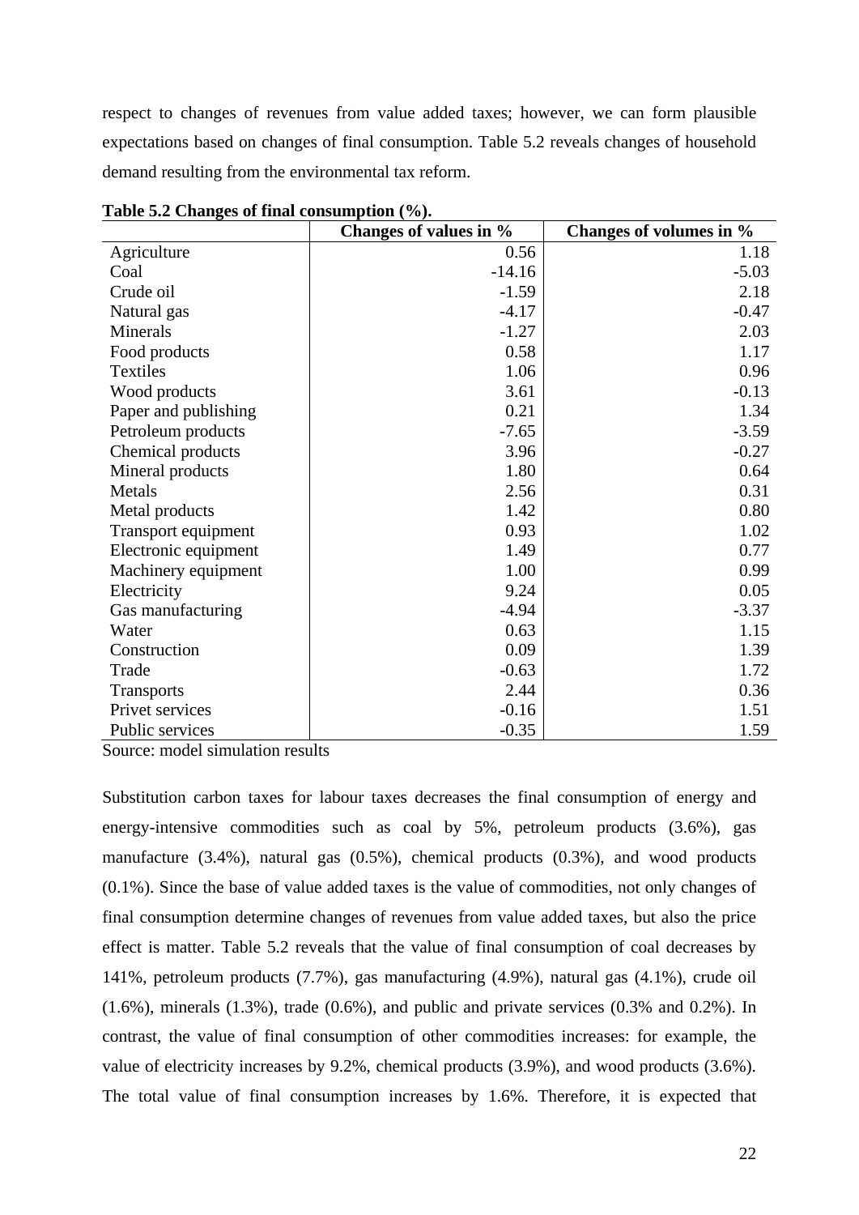respect to changes of revenues from value added taxes; however, we can form plausible expectations based on changes of final consumption. Table 5.2 reveals changes of household demand resulting from the environmental tax reform.

**Table 5.2 Changes of final consumption (%).**

| | Changes of values in % | Changes of volumes in % |
|---|---|---|
| Agriculture | 0.56 | 1.18 |
| Coal | -14.16 | -5.03 |
| Crude oil | -1.59 | 2.18 |
| Natural gas | -4.17 | -0.47 |
| Minerals | -1.27 | 2.03 |
| Food products | 0.58 | 1.17 |
| Textiles | 1.06 | 0.96 |
| Wood products | 3.61 | -0.13 |
| Paper and publishing | 0.21 | 1.34 |
| Petroleum products | -7.65 | -3.59 |
| Chemical products | 3.96 | -0.27 |
| Mineral products | 1.80 | 0.64 |
| Metals | 2.56 | 0.31 |
| Metal products | 1.42 | 0.80 |
| Transport equipment | 0.93 | 1.02 |
| Electronic equipment | 1.49 | 0.77 |
| Machinery equipment | 1.00 | 0.99 |
| Electricity | 9.24 | 0.05 |
| Gas manufacturing | -4.94 | -3.37 |
| Water | 0.63 | 1.15 |
| Construction | 0.09 | 1.39 |
| Trade | -0.63 | 1.72 |
| Transports | 2.44 | 0.36 |
| Privet services | -0.16 | 1.51 |
| Public services | -0.35 | 1.59 |

Source: model simulation results

Substitution carbon taxes for labour taxes decreases the final consumption of energy and energy-intensive commodities such as coal by 5%, petroleum products (3.6%), gas manufacture (3.4%), natural gas (0.5%), chemical products (0.3%), and wood products (0.1%). Since the base of value added taxes is the value of commodities, not only changes of final consumption determine changes of revenues from value added taxes, but also the price effect is matter. Table 5.2 reveals that the value of final consumption of coal decreases by 141%, petroleum products (7.7%), gas manufacturing (4.9%), natural gas (4.1%), crude oil (1.6%), minerals (1.3%), trade (0.6%), and public and private services (0.3% and 0.2%). In contrast, the value of final consumption of other commodities increases: for example, the value of electricity increases by 9.2%, chemical products (3.9%), and wood products (3.6%). The total value of final consumption increases by 1.6%. Therefore, it is expected that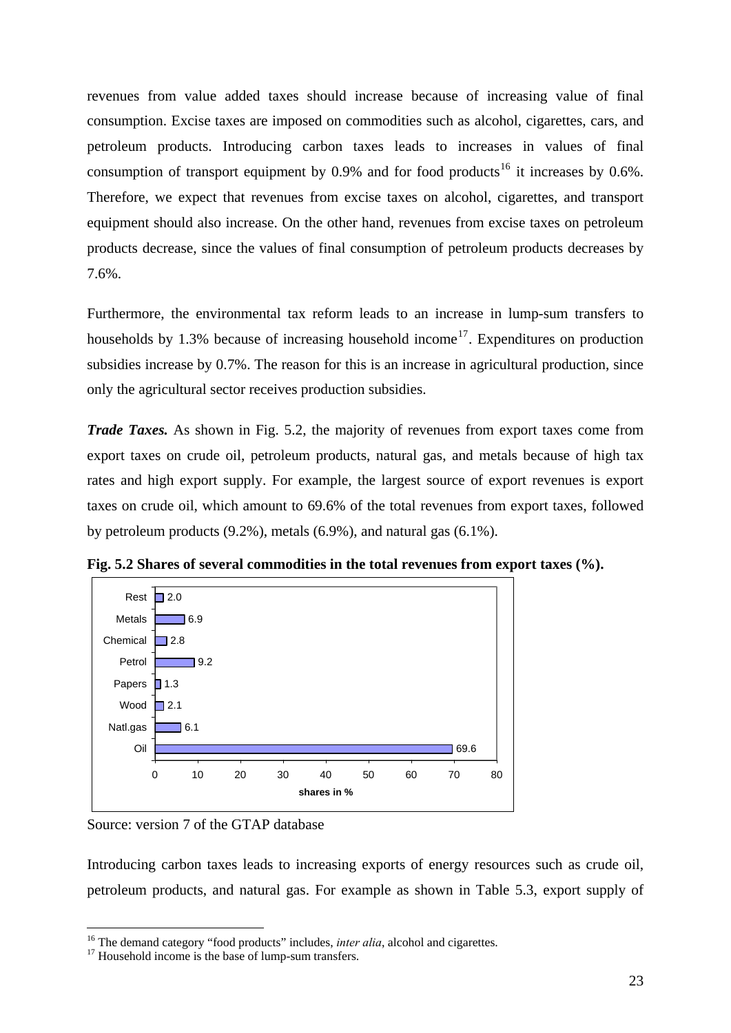revenues from value added taxes should increase because of increasing value of final consumption. Excise taxes are imposed on commodities such as alcohol, cigarettes, cars, and petroleum products. Introducing carbon taxes leads to increases in values of final consumption of transport equipment by 0.9% and for food products[16] it increases by 0.6%. Therefore, we expect that revenues from excise taxes on alcohol, cigarettes, and transport equipment should also increase. On the other hand, revenues from excise taxes on petroleum products decrease, since the values of final consumption of petroleum products decreases by 7.6%.

Furthermore, the environmental tax reform leads to an increase in lump-sum transfers to households by 1.3% because of increasing household income[17]. Expenditures on production subsidies increase by 0.7%. The reason for this is an increase in agricultural production, since only the agricultural sector receives production subsidies.

***Trade Taxes.*** As shown in Fig. 5.2, the majority of revenues from export taxes come from export taxes on crude oil, petroleum products, natural gas, and metals because of high tax rates and high export supply. For example, the largest source of export revenues is export taxes on crude oil, which amount to 69.6% of the total revenues from export taxes, followed by petroleum products (9.2%), metals (6.9%), and natural gas (6.1%).

**Fig. 5.2 Shares of several commodities in the total revenues from export taxes (%).**

| Commodity | shares in % |
|---|---|
| Rest | 2.0 |
| Metals | 6.9 |
| Chemical | 2.8 |
| Petrol | 9.2 |
| Papers | 1.3 |
| Wood | 2.1 |
| Natl.gas | 6.1 |
| Oil | 69.6 |

Source: version 7 of the GTAP database

Introducing carbon taxes leads to increasing exports of energy resources such as crude oil, petroleum products, and natural gas. For example as shown in Table 5.3, export supply of

[16] The demand category "food products" includes, *inter alia*, alcohol and cigarettes.

[17] Household income is the base of lump-sum transfers.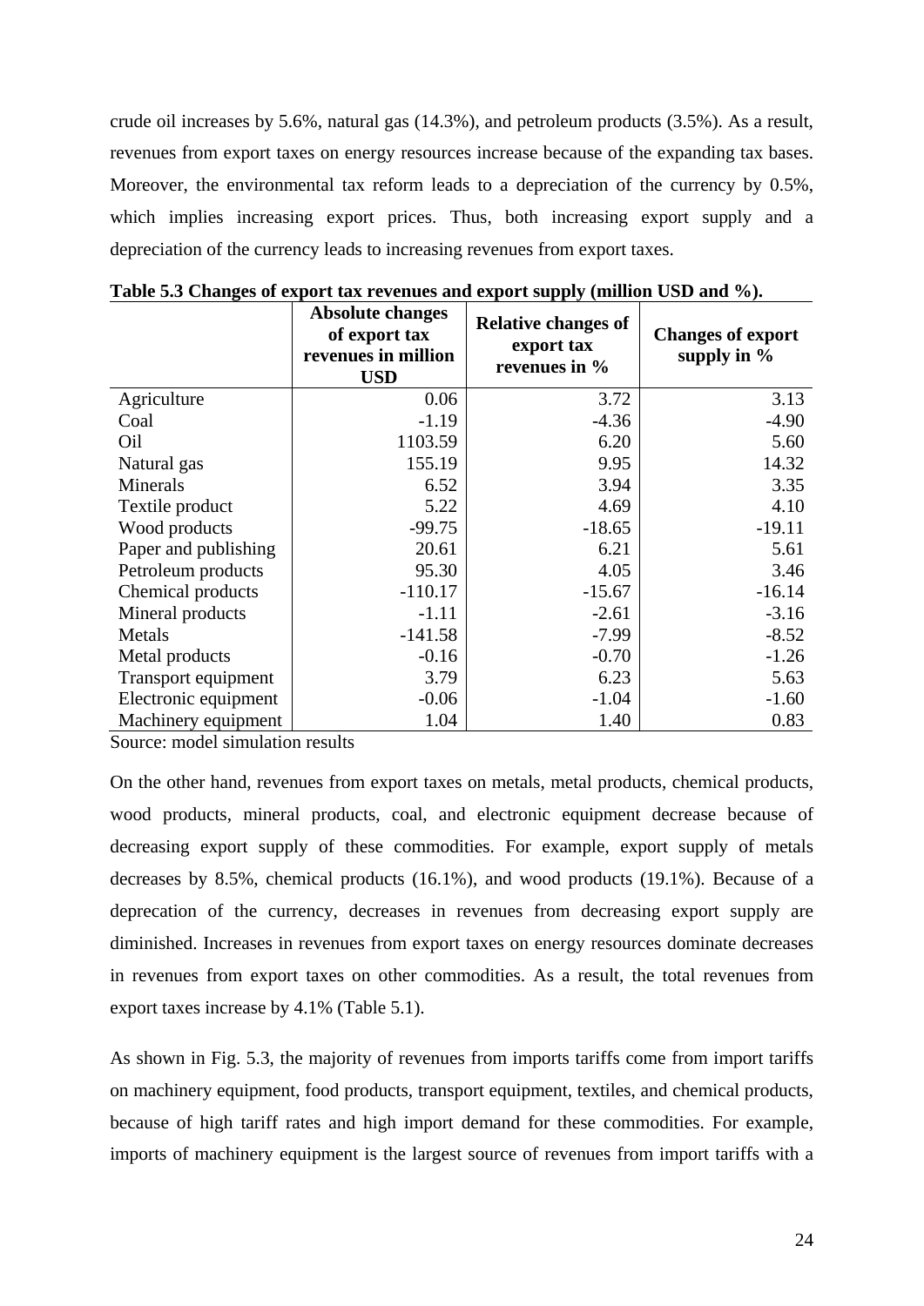crude oil increases by 5.6%, natural gas (14.3%), and petroleum products (3.5%). As a result, revenues from export taxes on energy resources increase because of the expanding tax bases. Moreover, the environmental tax reform leads to a depreciation of the currency by 0.5%, which implies increasing export prices. Thus, both increasing export supply and a depreciation of the currency leads to increasing revenues from export taxes.

**Table 5.3 Changes of export tax revenues and export supply (million USD and %).**

| | Absolute changes of export tax revenues in million USD | Relative changes of export tax revenues in % | Changes of export supply in % |
|---|---|---|---|
| Agriculture | 0.06 | 3.72 | 3.13 |
| Coal | -1.19 | -4.36 | -4.90 |
| Oil | 1103.59 | 6.20 | 5.60 |
| Natural gas | 155.19 | 9.95 | 14.32 |
| Minerals | 6.52 | 3.94 | 3.35 |
| Textile product | 5.22 | 4.69 | 4.10 |
| Wood products | -99.75 | -18.65 | -19.11 |
| Paper and publishing | 20.61 | 6.21 | 5.61 |
| Petroleum products | 95.30 | 4.05 | 3.46 |
| Chemical products | -110.17 | -15.67 | -16.14 |
| Mineral products | -1.11 | -2.61 | -3.16 |
| Metals | -141.58 | -7.99 | -8.52 |
| Metal products | -0.16 | -0.70 | -1.26 |
| Transport equipment | 3.79 | 6.23 | 5.63 |
| Electronic equipment | -0.06 | -1.04 | -1.60 |
| Machinery equipment | 1.04 | 1.40 | 0.83 |

Source: model simulation results

On the other hand, revenues from export taxes on metals, metal products, chemical products, wood products, mineral products, coal, and electronic equipment decrease because of decreasing export supply of these commodities. For example, export supply of metals decreases by 8.5%, chemical products (16.1%), and wood products (19.1%). Because of a deprecation of the currency, decreases in revenues from decreasing export supply are diminished. Increases in revenues from export taxes on energy resources dominate decreases in revenues from export taxes on other commodities. As a result, the total revenues from export taxes increase by 4.1% (Table 5.1).

As shown in Fig. 5.3, the majority of revenues from imports tariffs come from import tariffs on machinery equipment, food products, transport equipment, textiles, and chemical products, because of high tariff rates and high import demand for these commodities. For example, imports of machinery equipment is the largest source of revenues from import tariffs with a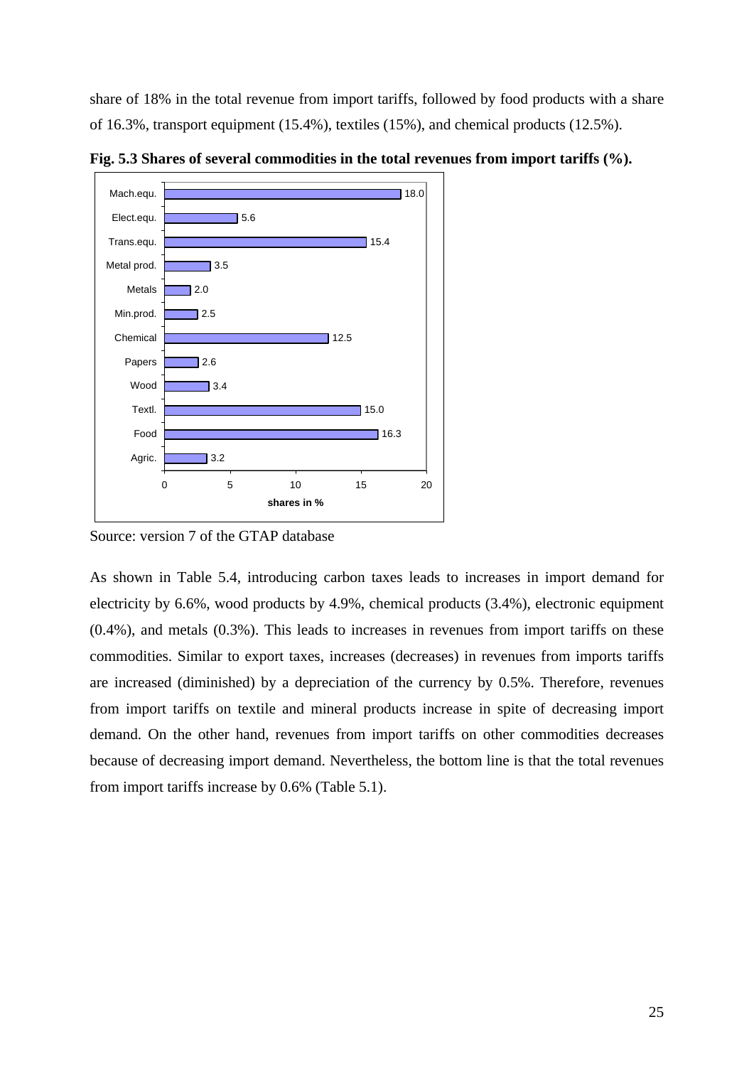share of 18% in the total revenue from import tariffs, followed by food products with a share of 16.3%, transport equipment (15.4%), textiles (15%), and chemical products (12.5%).

**Fig. 5.3 Shares of several commodities in the total revenues from import tariffs (%).**

| Commodity | shares in % |
| --- | --- |
| Mach.equ. | 18.0 |
| Elect.equ. | 5.6 |
| Trans.equ. | 15.4 |
| Metal prod. | 3.5 |
| Metals | 2.0 |
| Min.prod. | 2.5 |
| Chemical | 12.5 |
| Papers | 2.6 |
| Wood | 3.4 |
| Textl. | 15.0 |
| Food | 16.3 |
| Agric. | 3.2 |

Source: version 7 of the GTAP database

As shown in Table 5.4, introducing carbon taxes leads to increases in import demand for electricity by 6.6%, wood products by 4.9%, chemical products (3.4%), electronic equipment (0.4%), and metals (0.3%). This leads to increases in revenues from import tariffs on these commodities. Similar to export taxes, increases (decreases) in revenues from imports tariffs are increased (diminished) by a depreciation of the currency by 0.5%. Therefore, revenues from import tariffs on textile and mineral products increase in spite of decreasing import demand. On the other hand, revenues from import tariffs on other commodities decreases because of decreasing import demand. Nevertheless, the bottom line is that the total revenues from import tariffs increase by 0.6% (Table 5.1).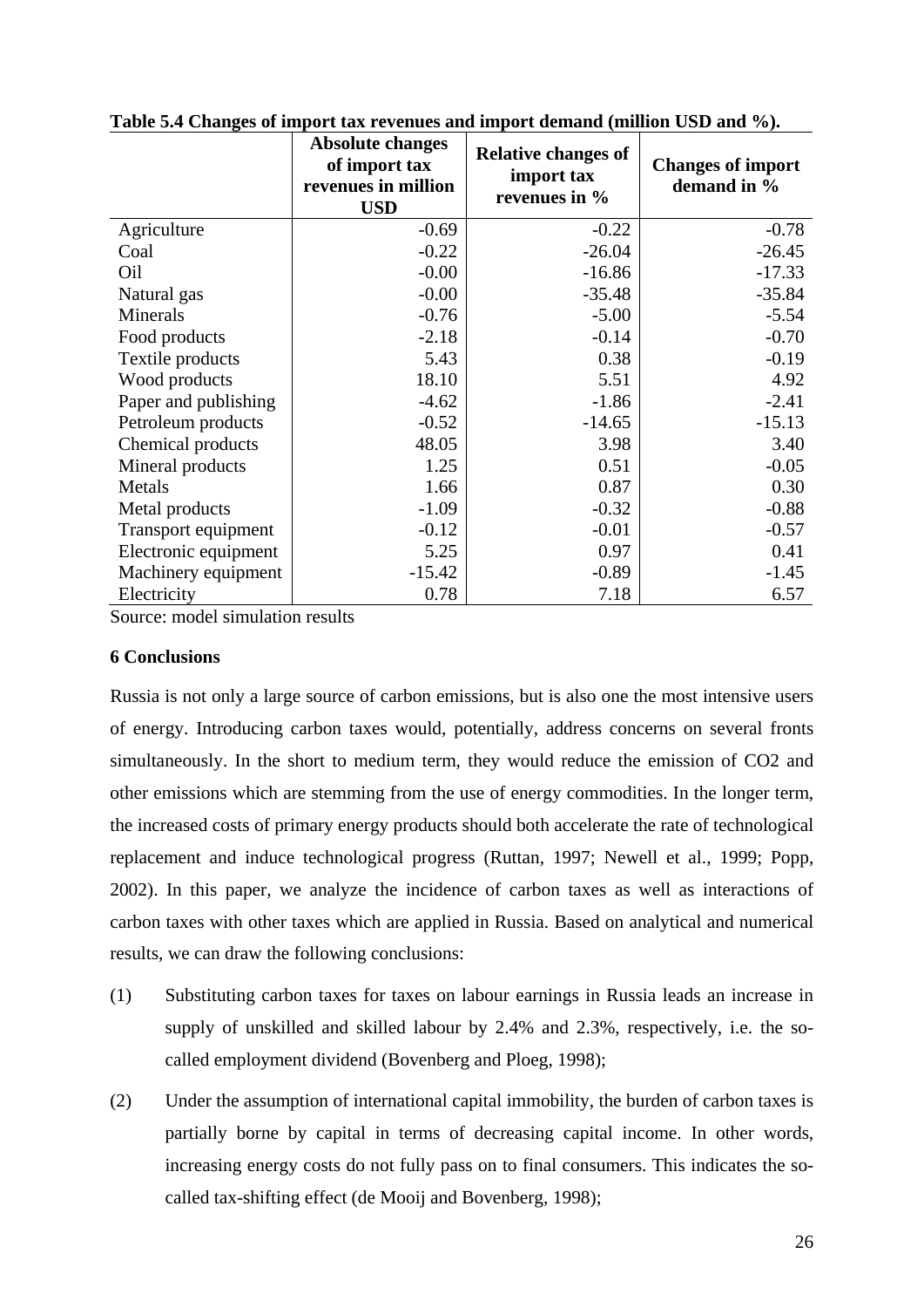**Table 5.4 Changes of import tax revenues and import demand (million USD and %).**

| | Absolute changes of import tax revenues in million USD | Relative changes of import tax revenues in % | Changes of import demand in % |
|---|---|---|---|
| Agriculture | -0.69 | -0.22 | -0.78 |
| Coal | -0.22 | -26.04 | -26.45 |
| Oil | -0.00 | -16.86 | -17.33 |
| Natural gas | -0.00 | -35.48 | -35.84 |
| Minerals | -0.76 | -5.00 | -5.54 |
| Food products | -2.18 | -0.14 | -0.70 |
| Textile products | 5.43 | 0.38 | -0.19 |
| Wood products | 18.10 | 5.51 | 4.92 |
| Paper and publishing | -4.62 | -1.86 | -2.41 |
| Petroleum products | -0.52 | -14.65 | -15.13 |
| Chemical products | 48.05 | 3.98 | 3.40 |
| Mineral products | 1.25 | 0.51 | -0.05 |
| Metals | 1.66 | 0.87 | 0.30 |
| Metal products | -1.09 | -0.32 | -0.88 |
| Transport equipment | -0.12 | -0.01 | -0.57 |
| Electronic equipment | 5.25 | 0.97 | 0.41 |
| Machinery equipment | -15.42 | -0.89 | -1.45 |
| Electricity | 0.78 | 7.18 | 6.57 |

Source: model simulation results

## 6 Conclusions

Russia is not only a large source of carbon emissions, but is also one the most intensive users of energy. Introducing carbon taxes would, potentially, address concerns on several fronts simultaneously. In the short to medium term, they would reduce the emission of CO2 and other emissions which are stemming from the use of energy commodities. In the longer term, the increased costs of primary energy products should both accelerate the rate of technological replacement and induce technological progress (Ruttan, 1997; Newell et al., 1999; Popp, 2002). In this paper, we analyze the incidence of carbon taxes as well as interactions of carbon taxes with other taxes which are applied in Russia. Based on analytical and numerical results, we can draw the following conclusions:

(1) Substituting carbon taxes for taxes on labour earnings in Russia leads an increase in supply of unskilled and skilled labour by 2.4% and 2.3%, respectively, i.e. the so-called employment dividend (Bovenberg and Ploeg, 1998);

(2) Under the assumption of international capital immobility, the burden of carbon taxes is partially borne by capital in terms of decreasing capital income. In other words, increasing energy costs do not fully pass on to final consumers. This indicates the so-called tax-shifting effect (de Mooij and Bovenberg, 1998);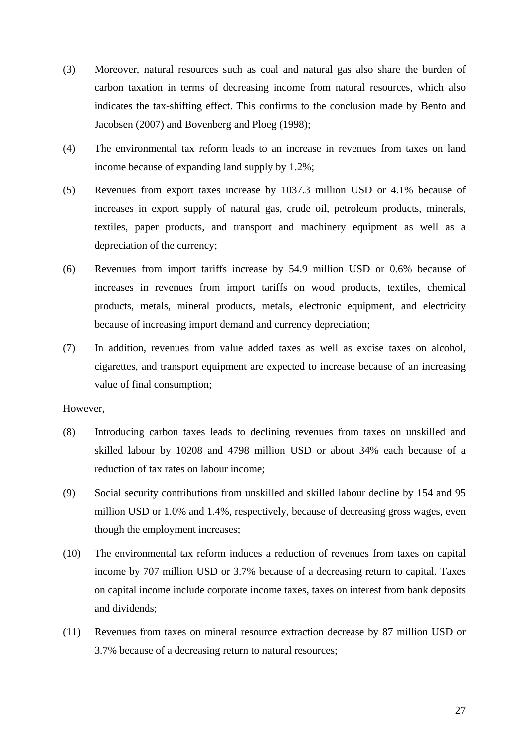(3) Moreover, natural resources such as coal and natural gas also share the burden of carbon taxation in terms of decreasing income from natural resources, which also indicates the tax-shifting effect. This confirms to the conclusion made by Bento and Jacobsen (2007) and Bovenberg and Ploeg (1998);

(4) The environmental tax reform leads to an increase in revenues from taxes on land income because of expanding land supply by 1.2%;

(5) Revenues from export taxes increase by 1037.3 million USD or 4.1% because of increases in export supply of natural gas, crude oil, petroleum products, minerals, textiles, paper products, and transport and machinery equipment as well as a depreciation of the currency;

(6) Revenues from import tariffs increase by 54.9 million USD or 0.6% because of increases in revenues from import tariffs on wood products, textiles, chemical products, metals, mineral products, metals, electronic equipment, and electricity because of increasing import demand and currency depreciation;

(7) In addition, revenues from value added taxes as well as excise taxes on alcohol, cigarettes, and transport equipment are expected to increase because of an increasing value of final consumption;

However,

(8) Introducing carbon taxes leads to declining revenues from taxes on unskilled and skilled labour by 10208 and 4798 million USD or about 34% each because of a reduction of tax rates on labour income;

(9) Social security contributions from unskilled and skilled labour decline by 154 and 95 million USD or 1.0% and 1.4%, respectively, because of decreasing gross wages, even though the employment increases;

(10) The environmental tax reform induces a reduction of revenues from taxes on capital income by 707 million USD or 3.7% because of a decreasing return to capital. Taxes on capital income include corporate income taxes, taxes on interest from bank deposits and dividends;

(11) Revenues from taxes on mineral resource extraction decrease by 87 million USD or 3.7% because of a decreasing return to natural resources;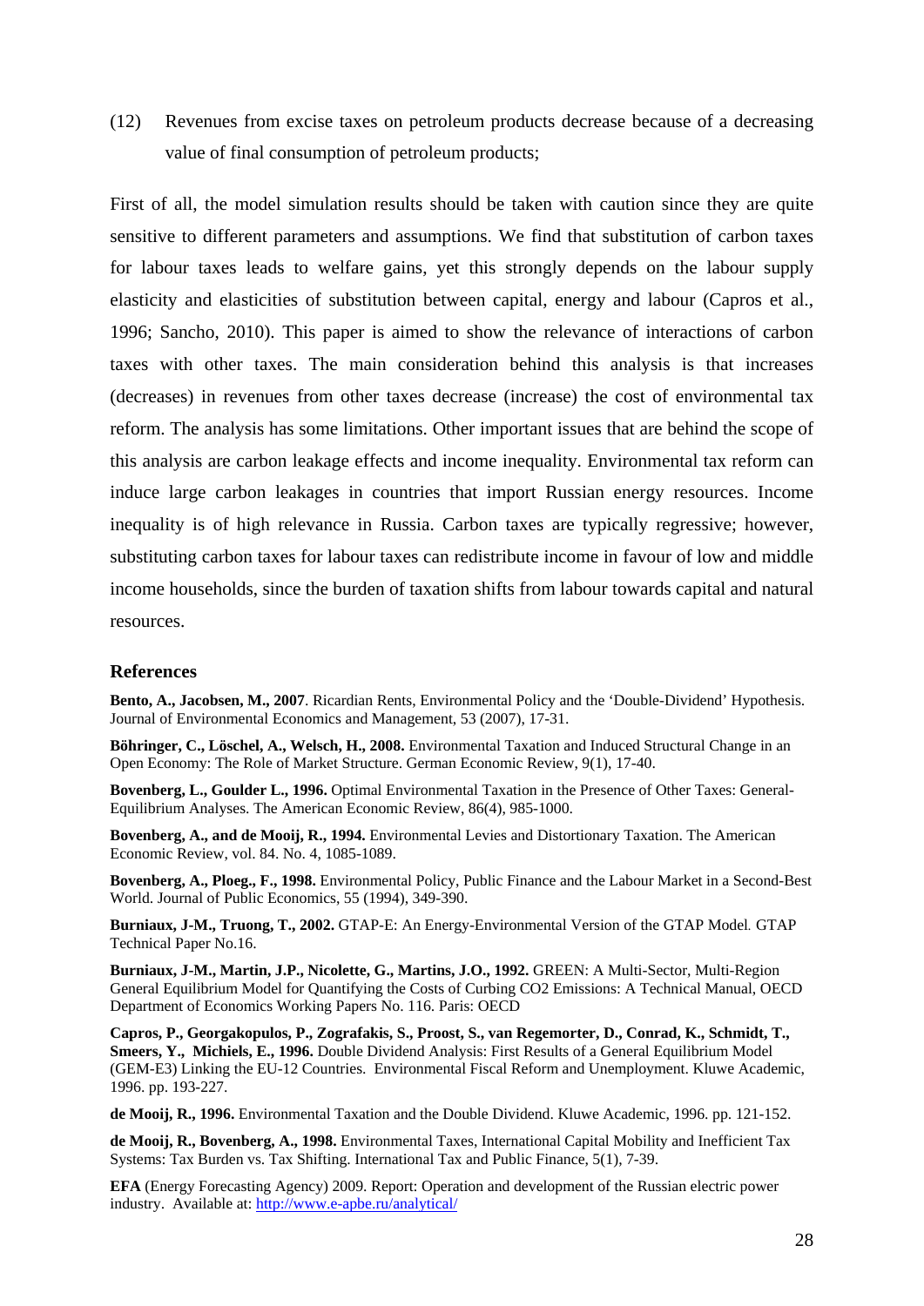(12) Revenues from excise taxes on petroleum products decrease because of a decreasing value of final consumption of petroleum products;

First of all, the model simulation results should be taken with caution since they are quite sensitive to different parameters and assumptions. We find that substitution of carbon taxes for labour taxes leads to welfare gains, yet this strongly depends on the labour supply elasticity and elasticities of substitution between capital, energy and labour (Capros et al., 1996; Sancho, 2010). This paper is aimed to show the relevance of interactions of carbon taxes with other taxes. The main consideration behind this analysis is that increases (decreases) in revenues from other taxes decrease (increase) the cost of environmental tax reform. The analysis has some limitations. Other important issues that are behind the scope of this analysis are carbon leakage effects and income inequality. Environmental tax reform can induce large carbon leakages in countries that import Russian energy resources. Income inequality is of high relevance in Russia. Carbon taxes are typically regressive; however, substituting carbon taxes for labour taxes can redistribute income in favour of low and middle income households, since the burden of taxation shifts from labour towards capital and natural resources.

## References

**Bento, A., Jacobsen, M., 2007**. Ricardian Rents, Environmental Policy and the 'Double-Dividend' Hypothesis. Journal of Environmental Economics and Management, 53 (2007), 17-31.

**Böhringer, C., Löschel, A., Welsch, H., 2008.** Environmental Taxation and Induced Structural Change in an Open Economy: The Role of Market Structure. German Economic Review, 9(1), 17-40.

**Bovenberg, L., Goulder L., 1996.** Optimal Environmental Taxation in the Presence of Other Taxes: General-Equilibrium Analyses. The American Economic Review, 86(4), 985-1000.

**Bovenberg, A., and de Mooij, R., 1994.** Environmental Levies and Distortionary Taxation. The American Economic Review, vol. 84. No. 4, 1085-1089.

**Bovenberg, A., Ploeg., F., 1998.** Environmental Policy, Public Finance and the Labour Market in a Second-Best World. Journal of Public Economics, 55 (1994), 349-390.

**Burniaux, J-M., Truong, T., 2002.** GTAP-E: An Energy-Environmental Version of the GTAP Model. GTAP Technical Paper No.16.

**Burniaux, J-M., Martin, J.P., Nicolette, G., Martins, J.O., 1992.** GREEN: A Multi-Sector, Multi-Region General Equilibrium Model for Quantifying the Costs of Curbing CO2 Emissions: A Technical Manual, OECD Department of Economics Working Papers No. 116. Paris: OECD

**Capros, P., Georgakopulos, P., Zografakis, S., Proost, S., van Regemorter, D., Conrad, K., Schmidt, T., Smeers, Y., Michiels, E., 1996.** Double Dividend Analysis: First Results of a General Equilibrium Model (GEM-E3) Linking the EU-12 Countries. Environmental Fiscal Reform and Unemployment. Kluwe Academic, 1996. pp. 193-227.

**de Mooij, R., 1996.** Environmental Taxation and the Double Dividend. Kluwe Academic, 1996. pp. 121-152.

**de Mooij, R., Bovenberg, A., 1998.** Environmental Taxes, International Capital Mobility and Inefficient Tax Systems: Tax Burden vs. Tax Shifting. International Tax and Public Finance, 5(1), 7-39.

**EFA** (Energy Forecasting Agency) 2009. Report: Operation and development of the Russian electric power industry. Available at: http://www.e-apbe.ru/analytical/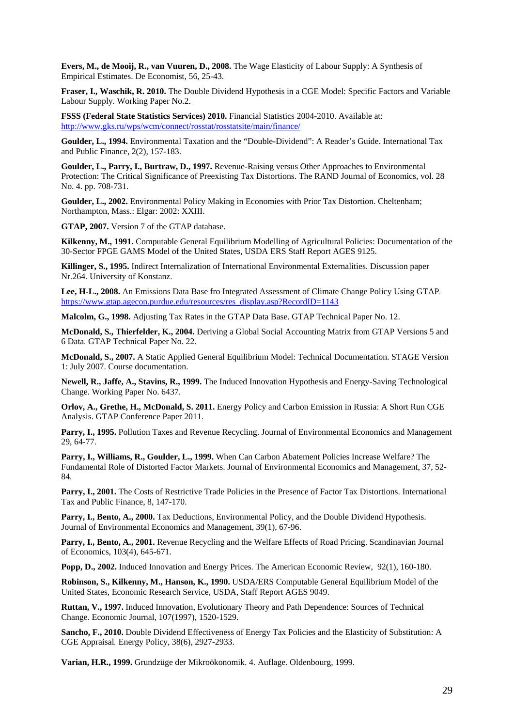**Evers, M., de Mooij, R., van Vuuren, D., 2008.** The Wage Elasticity of Labour Supply: A Synthesis of Empirical Estimates. De Economist, 56, 25-43.

**Fraser, I., Waschik, R. 2010.** The Double Dividend Hypothesis in a CGE Model: Specific Factors and Variable Labour Supply. Working Paper No.2.

**FSSS (Federal State Statistics Services) 2010.** Financial Statistics 2004-2010. Available at: http://www.gks.ru/wps/wcm/connect/rosstat/rosstatsite/main/finance/

**Goulder, L., 1994.** Environmental Taxation and the "Double-Dividend": A Reader's Guide. International Tax and Public Finance, 2(2), 157-183.

**Goulder, L., Parry, I., Burtraw, D., 1997.** Revenue-Raising versus Other Approaches to Environmental Protection: The Critical Significance of Preexisting Tax Distortions. The RAND Journal of Economics, vol. 28 No. 4. pp. 708-731.

**Goulder, L., 2002.** Environmental Policy Making in Economies with Prior Tax Distortion. Cheltenham; Northampton, Mass.: Elgar: 2002: XXIII.

**GTAP, 2007.** Version 7 of the GTAP database.

**Kilkenny, M., 1991.** Computable General Equilibrium Modelling of Agricultural Policies: Documentation of the 30-Sector FPGE GAMS Model of the United States, USDA ERS Staff Report AGES 9125.

**Killinger, S., 1995.** Indirect Internalization of International Environmental Externalities. Discussion paper Nr.264. University of Konstanz.

**Lee, H-L., 2008.** An Emissions Data Base fro Integrated Assessment of Climate Change Policy Using GTAP. https://www.gtap.agecon.purdue.edu/resources/res_display.asp?RecordID=1143

**Malcolm, G., 1998.** Adjusting Tax Rates in the GTAP Data Base. GTAP Technical Paper No. 12.

**McDonald, S., Thierfelder, K., 2004.** Deriving a Global Social Accounting Matrix from GTAP Versions 5 and 6 Data. GTAP Technical Paper No. 22.

**McDonald, S., 2007.** A Static Applied General Equilibrium Model: Technical Documentation. STAGE Version 1: July 2007. Course documentation.

**Newell, R., Jaffe, A., Stavins, R., 1999.** The Induced Innovation Hypothesis and Energy-Saving Technological Change. Working Paper No. 6437.

**Orlov, A., Grethe, H., McDonald, S. 2011.** Energy Policy and Carbon Emission in Russia: A Short Run CGE Analysis. GTAP Conference Paper 2011.

**Parry, I., 1995.** Pollution Taxes and Revenue Recycling. Journal of Environmental Economics and Management 29, 64-77.

**Parry, I., Williams, R., Goulder, L., 1999.** When Can Carbon Abatement Policies Increase Welfare? The Fundamental Role of Distorted Factor Markets. Journal of Environmental Economics and Management, 37, 52-84.

**Parry, I., 2001.** The Costs of Restrictive Trade Policies in the Presence of Factor Tax Distortions. International Tax and Public Finance, 8, 147-170.

**Parry, I., Bento, A., 2000.** Tax Deductions, Environmental Policy, and the Double Dividend Hypothesis. Journal of Environmental Economics and Management, 39(1), 67-96.

**Parry, I., Bento, A., 2001.** Revenue Recycling and the Welfare Effects of Road Pricing. Scandinavian Journal of Economics, 103(4), 645-671.

**Popp, D., 2002.** Induced Innovation and Energy Prices. The American Economic Review, 92(1), 160-180.

**Robinson, S., Kilkenny, M., Hanson, K., 1990.** USDA/ERS Computable General Equilibrium Model of the United States, Economic Research Service, USDA, Staff Report AGES 9049.

**Ruttan, V., 1997.** Induced Innovation, Evolutionary Theory and Path Dependence: Sources of Technical Change. Economic Journal, 107(1997), 1520-1529.

**Sancho, F., 2010.** Double Dividend Effectiveness of Energy Tax Policies and the Elasticity of Substitution: A CGE Appraisal. Energy Policy, 38(6), 2927-2933.

**Varian, H.R., 1999.** Grundzüge der Mikroökonomik. 4. Auflage. Oldenbourg, 1999.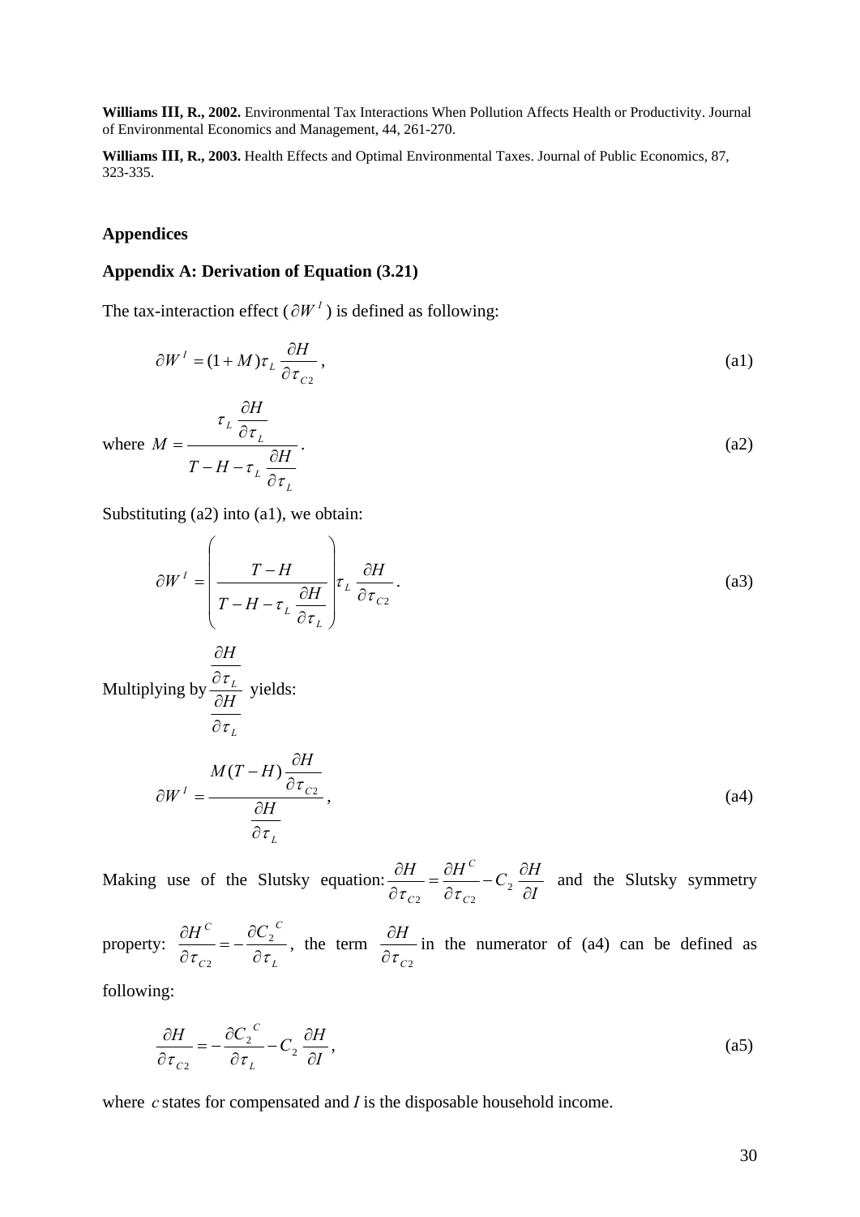**Williams III, R., 2002.** Environmental Tax Interactions When Pollution Affects Health or Productivity. Journal of Environmental Economics and Management, 44, 261-270.

**Williams III, R., 2003.** Health Effects and Optimal Environmental Taxes. Journal of Public Economics, 87, 323-335.

## Appendices

### Appendix A: Derivation of Equation (3.21)

The tax-interaction effect ($\partial W^I$) is defined as following:

$$\partial W^I = (1+M)\tau_L \frac{\partial H}{\partial \tau_{C2}}, \tag{a1}$$

where $$M = \frac{\tau_L \dfrac{\partial H}{\partial \tau_L}}{T - H - \tau_L \dfrac{\partial H}{\partial \tau_L}}. \tag{a2}$$

Substituting (a2) into (a1), we obtain:

$$\partial W^I = \left( \frac{T-H}{T - H - \tau_L \dfrac{\partial H}{\partial \tau_L}} \right) \tau_L \frac{\partial H}{\partial \tau_{C2}}. \tag{a3}$$

Multiplying by $\dfrac{\frac{\partial H}{\partial \tau_L}}{\frac{\partial H}{\partial \tau_L}}$ yields:

$$\partial W^I = \frac{M(T-H)\dfrac{\partial H}{\partial \tau_{C2}}}{\dfrac{\partial H}{\partial \tau_L}}, \tag{a4}$$

Making use of the Slutsky equation: $\dfrac{\partial H}{\partial \tau_{C2}} = \dfrac{\partial H^C}{\partial \tau_{C2}} - C_2 \dfrac{\partial H}{\partial I}$ and the Slutsky symmetry property: $\dfrac{\partial H^C}{\partial \tau_{C2}} = -\dfrac{\partial {C_2}^C}{\partial \tau_L}$, the term $\dfrac{\partial H}{\partial \tau_{C2}}$ in the numerator of (a4) can be defined as following:

$$\frac{\partial H}{\partial \tau_{C2}} = -\frac{\partial {C_2}^C}{\partial \tau_L} - C_2 \frac{\partial H}{\partial I}, \tag{a5}$$

where $c$ states for compensated and $I$ is the disposable household income.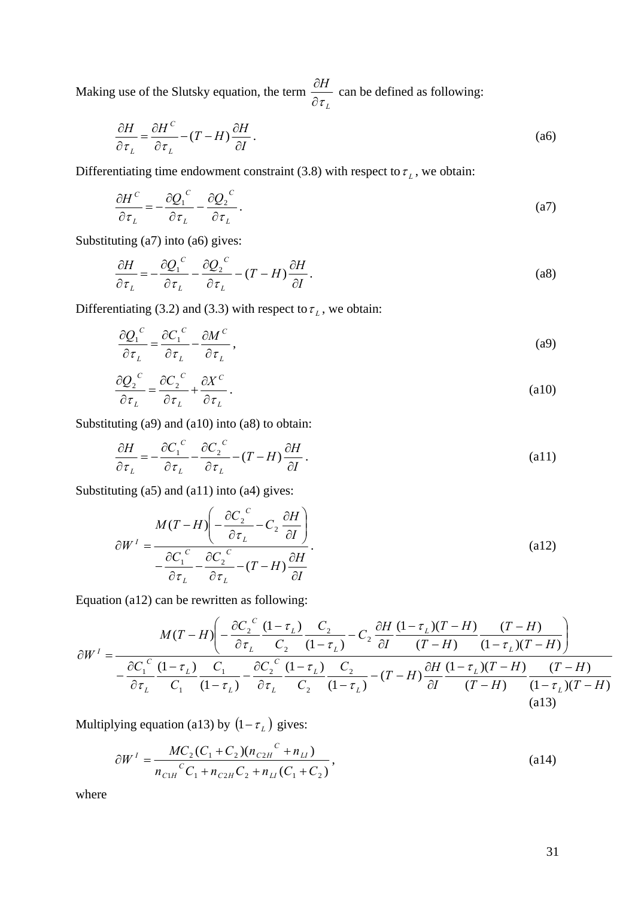Making use of the Slutsky equation, the term $\frac{\partial H}{\partial \tau_L}$ can be defined as following:

$$\frac{\partial H}{\partial \tau_L} = \frac{\partial H^C}{\partial \tau_L} - (T-H)\frac{\partial H}{\partial I}. \tag{a6}$$

Differentiating time endowment constraint (3.8) with respect to $\tau_L$, we obtain:

$$\frac{\partial H^C}{\partial \tau_L} = -\frac{\partial Q_1^{\ C}}{\partial \tau_L} - \frac{\partial Q_2^{\ C}}{\partial \tau_L}. \tag{a7}$$

Substituting (a7) into (a6) gives:

$$\frac{\partial H}{\partial \tau_L} = -\frac{\partial Q_1^{\ C}}{\partial \tau_L} - \frac{\partial Q_2^{\ C}}{\partial \tau_L} - (T-H)\frac{\partial H}{\partial I}. \tag{a8}$$

Differentiating (3.2) and (3.3) with respect to $\tau_L$, we obtain:

$$\frac{\partial Q_1^{\ C}}{\partial \tau_L} = \frac{\partial C_1^{\ C}}{\partial \tau_L} - \frac{\partial M^C}{\partial \tau_L}, \tag{a9}$$

$$\frac{\partial Q_2^{\ C}}{\partial \tau_L} = \frac{\partial C_2^{\ C}}{\partial \tau_L} + \frac{\partial X^C}{\partial \tau_L}. \tag{a10}$$

Substituting (a9) and (a10) into (a8) to obtain:

$$\frac{\partial H}{\partial \tau_L} = -\frac{\partial C_1^{\ C}}{\partial \tau_L} - \frac{\partial C_2^{\ C}}{\partial \tau_L} - (T-H)\frac{\partial H}{\partial I}. \tag{a11}$$

Substituting (a5) and (a11) into (a4) gives:

$$\partial W^I = \frac{M(T-H)\left(-\frac{\partial C_2^{\ C}}{\partial \tau_L} - C_2\frac{\partial H}{\partial I}\right)}{-\frac{\partial C_1^{\ C}}{\partial \tau_L} - \frac{\partial C_2^{\ C}}{\partial \tau_L} - (T-H)\frac{\partial H}{\partial I}}. \tag{a12}$$

Equation (a12) can be rewritten as following:

$$\partial W^I = \frac{M(T-H)\left(-\frac{\partial C_2^{\ C}}{\partial \tau_L}\frac{(1-\tau_L)}{C_2}\frac{C_2}{(1-\tau_L)} - C_2\frac{\partial H}{\partial I}\frac{(1-\tau_L)(T-H)}{(T-H)}\frac{(T-H)}{(1-\tau_L)(T-H)}\right)}{-\frac{\partial C_1^{\ C}}{\partial \tau_L}\frac{(1-\tau_L)}{C_1}\frac{C_1}{(1-\tau_L)} - \frac{\partial C_2^{\ C}}{\partial \tau_L}\frac{(1-\tau_L)}{C_2}\frac{C_2}{(1-\tau_L)} - (T-H)\frac{\partial H}{\partial I}\frac{(1-\tau_L)(T-H)}{(T-H)}\frac{(T-H)}{(1-\tau_L)(T-H)}} \tag{a13}$$

Multiplying equation (a13) by $(1-\tau_L)$ gives:

$$\partial W^I = \frac{MC_2(C_1+C_2)(n_{C2H}^{\ C} + n_{LI})}{n_{C1H}^{\ C}C_1 + n_{C2H}C_2 + n_{LI}(C_1+C_2)}, \tag{a14}$$

where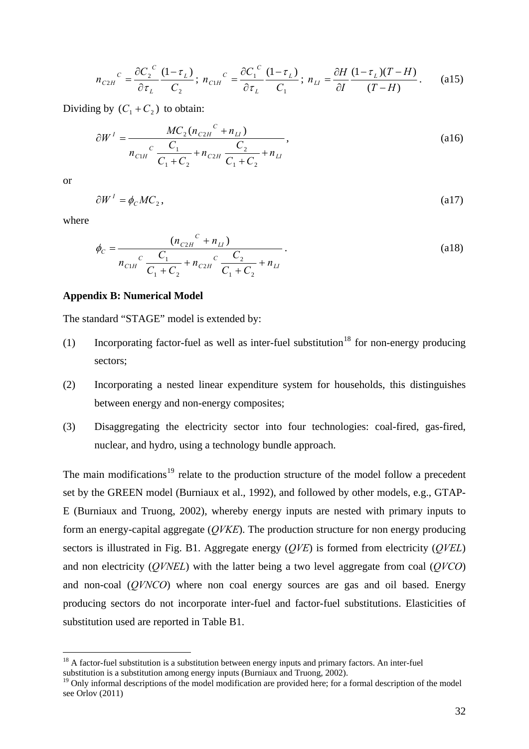$$n_{C2H}{}^{C} = \frac{\partial C_2{}^{C}}{\partial \tau_L} \frac{(1-\tau_L)}{C_2}; \; n_{C1H}{}^{C} = \frac{\partial C_1{}^{C}}{\partial \tau_L} \frac{(1-\tau_L)}{C_1}; \; n_{LI} = \frac{\partial H}{\partial I} \frac{(1-\tau_L)(T-H)}{(T-H)}. \qquad \text{(a15)}$$

Dividing by $(C_1 + C_2)$ to obtain:

$$\partial W^{I} = \frac{MC_2 (n_{C2H}{}^{C} + n_{LI})}{n_{C1H}{}^{C} \dfrac{C_1}{C_1 + C_2} + n_{C2H} \dfrac{C_2}{C_1 + C_2} + n_{LI}}, \qquad \text{(a16)}$$

or

$$\partial W^{I} = \phi_C MC_2, \qquad \text{(a17)}$$

where

$$\phi_C = \frac{(n_{C2H}{}^{C} + n_{LI})}{n_{C1H}{}^{C} \dfrac{C_1}{C_1 + C_2} + n_{C2H}{}^{C} \dfrac{C_2}{C_1 + C_2} + n_{LI}}. \qquad \text{(a18)}$$

**Appendix B: Numerical Model**

The standard "STAGE" model is extended by:

(1) Incorporating factor-fuel as well as inter-fuel substitution[18] for non-energy producing sectors;

(2) Incorporating a nested linear expenditure system for households, this distinguishes between energy and non-energy composites;

(3) Disaggregating the electricity sector into four technologies: coal-fired, gas-fired, nuclear, and hydro, using a technology bundle approach.

The main modifications[19] relate to the production structure of the model follow a precedent set by the GREEN model (Burniaux et al., 1992), and followed by other models, e.g., GTAP-E (Burniaux and Truong, 2002), whereby energy inputs are nested with primary inputs to form an energy-capital aggregate (*QVKE*). The production structure for non energy producing sectors is illustrated in Fig. B1. Aggregate energy (*QVE*) is formed from electricity (*QVEL*) and non electricity (*QVNEL*) with the latter being a two level aggregate from coal (*QVCO*) and non-coal (*QVNCO*) where non coal energy sources are gas and oil based. Energy producing sectors do not incorporate inter-fuel and factor-fuel substitutions. Elasticities of substitution used are reported in Table B1.

[18] A factor-fuel substitution is a substitution between energy inputs and primary factors. An inter-fuel substitution is a substitution among energy inputs (Burniaux and Truong, 2002).

[19] Only informal descriptions of the model modification are provided here; for a formal description of the model see Orlov (2011)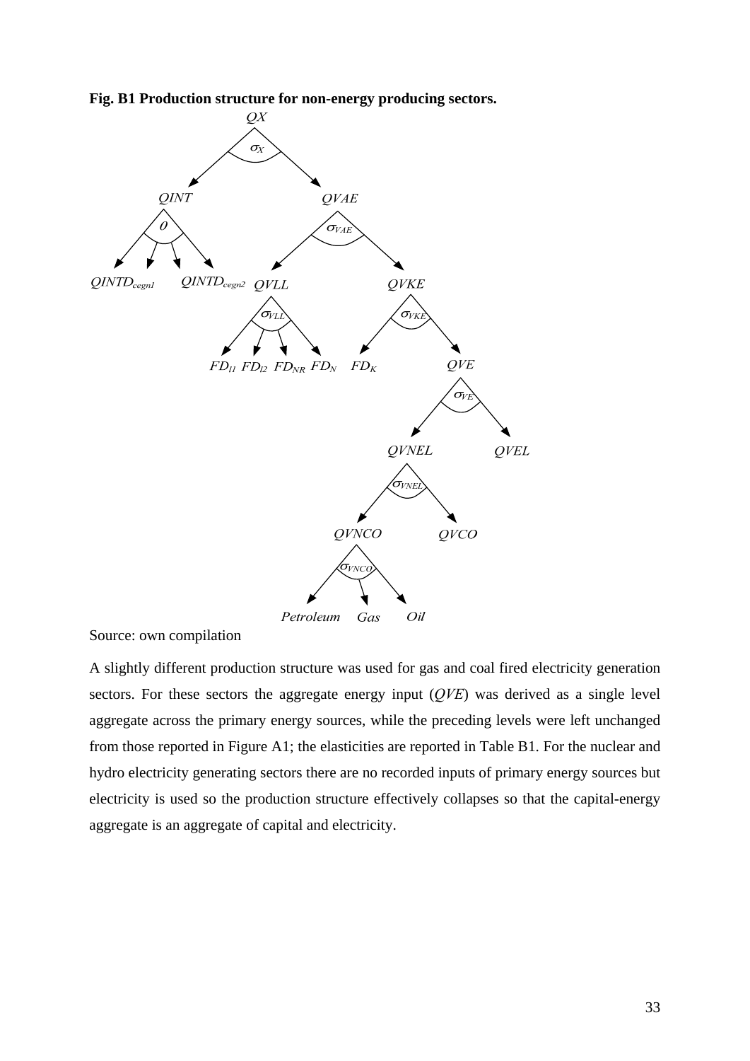**Fig. B1 Production structure for non-energy producing sectors.**

Source: own compilation

A slightly different production structure was used for gas and coal fired electricity generation sectors. For these sectors the aggregate energy input (*QVE*) was derived as a single level aggregate across the primary energy sources, while the preceding levels were left unchanged from those reported in Figure A1; the elasticities are reported in Table B1. For the nuclear and hydro electricity generating sectors there are no recorded inputs of primary energy sources but electricity is used so the production structure effectively collapses so that the capital-energy aggregate is an aggregate of capital and electricity.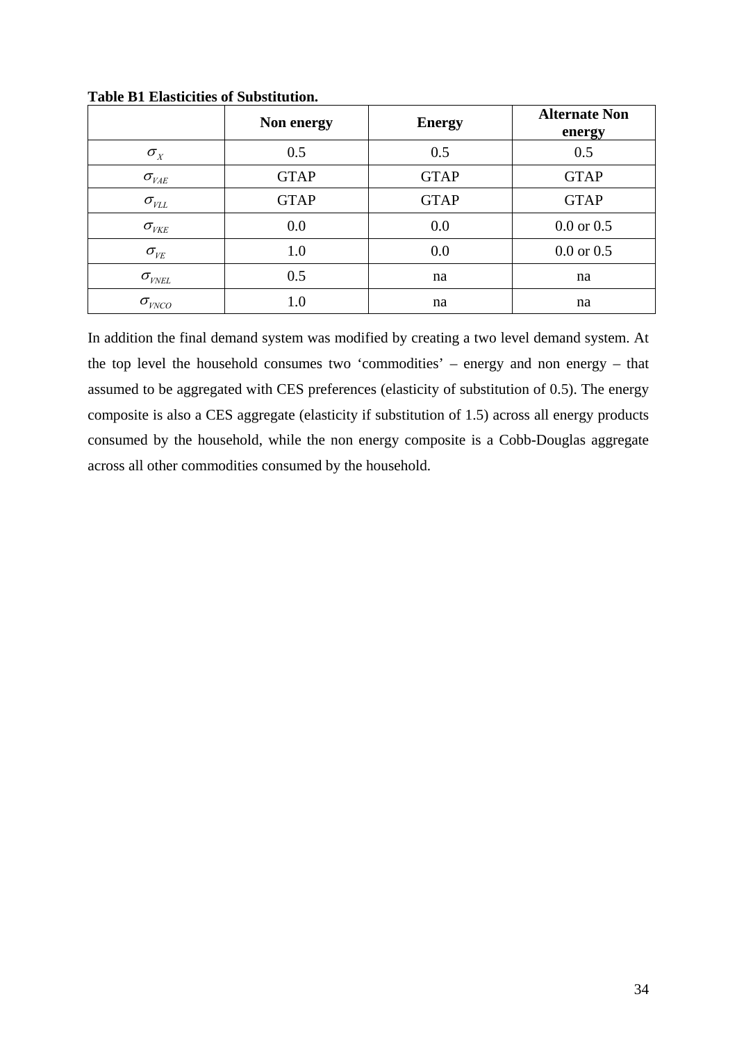**Table B1 Elasticities of Substitution.**

| | Non energy | Energy | Alternate Non energy |
|---|---|---|---|
| $\sigma_X$ | 0.5 | 0.5 | 0.5 |
| $\sigma_{VAE}$ | GTAP | GTAP | GTAP |
| $\sigma_{VLL}$ | GTAP | GTAP | GTAP |
| $\sigma_{VKE}$ | 0.0 | 0.0 | 0.0 or 0.5 |
| $\sigma_{VE}$ | 1.0 | 0.0 | 0.0 or 0.5 |
| $\sigma_{VNEL}$ | 0.5 | na | na |
| $\sigma_{VNCO}$ | 1.0 | na | na |

In addition the final demand system was modified by creating a two level demand system. At the top level the household consumes two 'commodities' – energy and non energy – that assumed to be aggregated with CES preferences (elasticity of substitution of 0.5). The energy composite is also a CES aggregate (elasticity if substitution of 1.5) across all energy products consumed by the household, while the non energy composite is a Cobb-Douglas aggregate across all other commodities consumed by the household.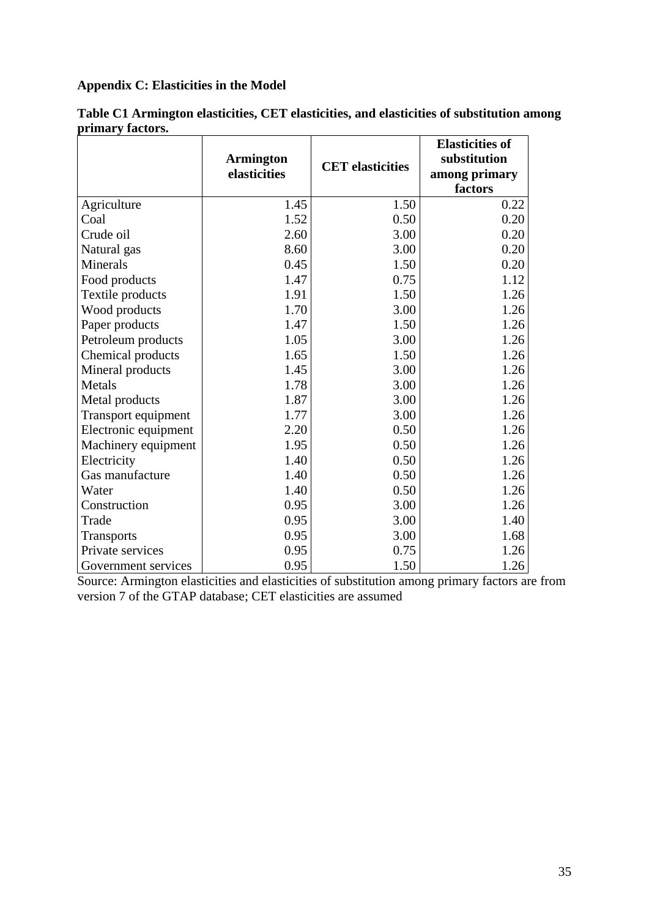## Appendix C: Elasticities in the Model

**Table C1 Armington elasticities, CET elasticities, and elasticities of substitution among primary factors.**

| | Armington elasticities | CET elasticities | Elasticities of substitution among primary factors |
|---|---|---|---|
| Agriculture | 1.45 | 1.50 | 0.22 |
| Coal | 1.52 | 0.50 | 0.20 |
| Crude oil | 2.60 | 3.00 | 0.20 |
| Natural gas | 8.60 | 3.00 | 0.20 |
| Minerals | 0.45 | 1.50 | 0.20 |
| Food products | 1.47 | 0.75 | 1.12 |
| Textile products | 1.91 | 1.50 | 1.26 |
| Wood products | 1.70 | 3.00 | 1.26 |
| Paper products | 1.47 | 1.50 | 1.26 |
| Petroleum products | 1.05 | 3.00 | 1.26 |
| Chemical products | 1.65 | 1.50 | 1.26 |
| Mineral products | 1.45 | 3.00 | 1.26 |
| Metals | 1.78 | 3.00 | 1.26 |
| Metal products | 1.87 | 3.00 | 1.26 |
| Transport equipment | 1.77 | 3.00 | 1.26 |
| Electronic equipment | 2.20 | 0.50 | 1.26 |
| Machinery equipment | 1.95 | 0.50 | 1.26 |
| Electricity | 1.40 | 0.50 | 1.26 |
| Gas manufacture | 1.40 | 0.50 | 1.26 |
| Water | 1.40 | 0.50 | 1.26 |
| Construction | 0.95 | 3.00 | 1.26 |
| Trade | 0.95 | 3.00 | 1.40 |
| Transports | 0.95 | 3.00 | 1.68 |
| Private services | 0.95 | 0.75 | 1.26 |
| Government services | 0.95 | 1.50 | 1.26 |

Source: Armington elasticities and elasticities of substitution among primary factors are from version 7 of the GTAP database; CET elasticities are assumed